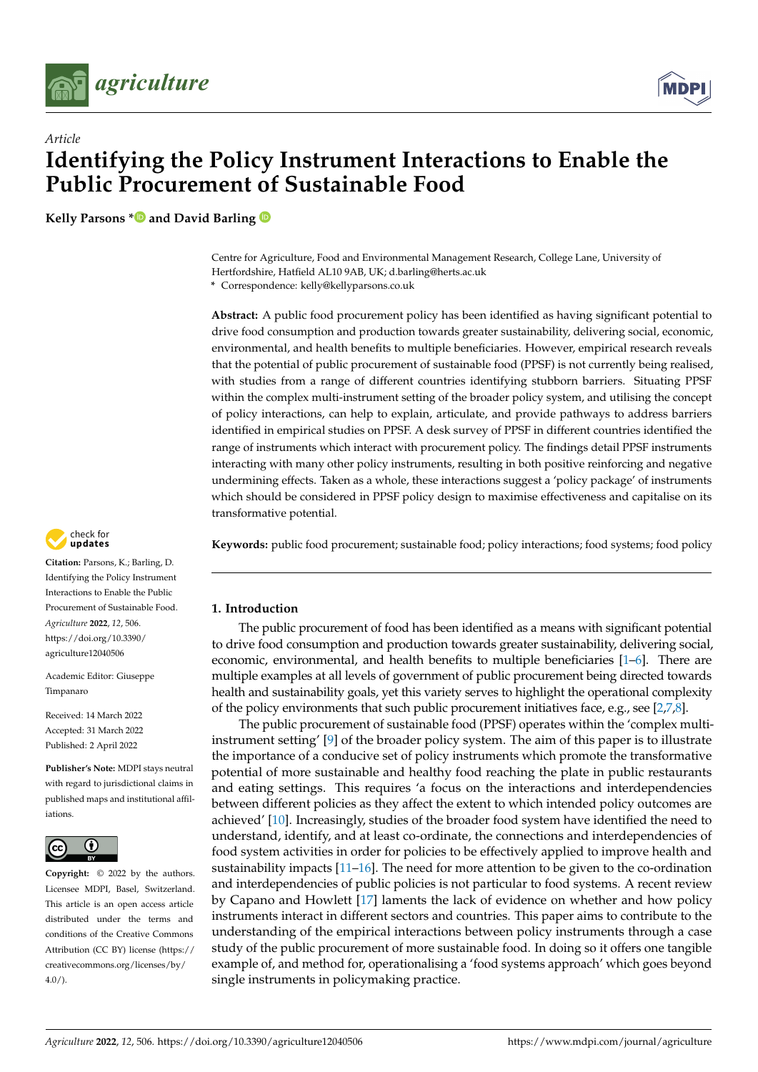*Article*

# Identifying the Policy Instrument Interactions to Enable the Public Procurement of Sustainable Food

**Kelly Parsons * and David Barling**

Centre for Agriculture, Food and Environmental Management Research, College Lane, University of Hertfordshire, Hatfield AL10 9AB, UK; d.barling@herts.ac.uk

\* Correspondence: kelly@kellyparsons.co.uk

**Abstract:** A public food procurement policy has been identified as having significant potential to drive food consumption and production towards greater sustainability, delivering social, economic, environmental, and health benefits to multiple beneficiaries. However, empirical research reveals that the potential of public procurement of sustainable food (PPSF) is not currently being realised, with studies from a range of different countries identifying stubborn barriers. Situating PPSF within the complex multi-instrument setting of the broader policy system, and utilising the concept of policy interactions, can help to explain, articulate, and provide pathways to address barriers identified in empirical studies on PPSF. A desk survey of PPSF in different countries identified the range of instruments which interact with procurement policy. The findings detail PPSF instruments interacting with many other policy instruments, resulting in both positive reinforcing and negative undermining effects. Taken as a whole, these interactions suggest a 'policy package' of instruments which should be considered in PPSF policy design to maximise effectiveness and capitalise on its transformative potential.

**Keywords:** public food procurement; sustainable food; policy interactions; food systems; food policy

**Citation:** Parsons, K.; Barling, D. Identifying the Policy Instrument Interactions to Enable the Public Procurement of Sustainable Food. *Agriculture* **2022**, *12*, 506. https://doi.org/10.3390/agriculture12040506

Academic Editor: Giuseppe Timpanaro

Received: 14 March 2022
Accepted: 31 March 2022
Published: 2 April 2022

**Publisher's Note:** MDPI stays neutral with regard to jurisdictional claims in published maps and institutional affiliations.

**Copyright:** © 2022 by the authors. Licensee MDPI, Basel, Switzerland. This article is an open access article distributed under the terms and conditions of the Creative Commons Attribution (CC BY) license (https://creativecommons.org/licenses/by/4.0/).

## 1. Introduction

The public procurement of food has been identified as a means with significant potential to drive food consumption and production towards greater sustainability, delivering social, economic, environmental, and health benefits to multiple beneficiaries [1–6]. There are multiple examples at all levels of government of public procurement being directed towards health and sustainability goals, yet this variety serves to highlight the operational complexity of the policy environments that such public procurement initiatives face, e.g., see [2,7,8].

The public procurement of sustainable food (PPSF) operates within the 'complex multi-instrument setting' [9] of the broader policy system. The aim of this paper is to illustrate the importance of a conducive set of policy instruments which promote the transformative potential of more sustainable and healthy food reaching the plate in public restaurants and eating settings. This requires 'a focus on the interactions and interdependencies between different policies as they affect the extent to which intended policy outcomes are achieved' [10]. Increasingly, studies of the broader food system have identified the need to understand, identify, and at least co-ordinate, the connections and interdependencies of food system activities in order for policies to be effectively applied to improve health and sustainability impacts [11–16]. The need for more attention to be given to the co-ordination and interdependencies of public policies is not particular to food systems. A recent review by Capano and Howlett [17] laments the lack of evidence on whether and how policy instruments interact in different sectors and countries. This paper aims to contribute to the understanding of the empirical interactions between policy instruments through a case study of the public procurement of more sustainable food. In doing so it offers one tangible example of, and method for, operationalising a 'food systems approach' which goes beyond single instruments in policymaking practice.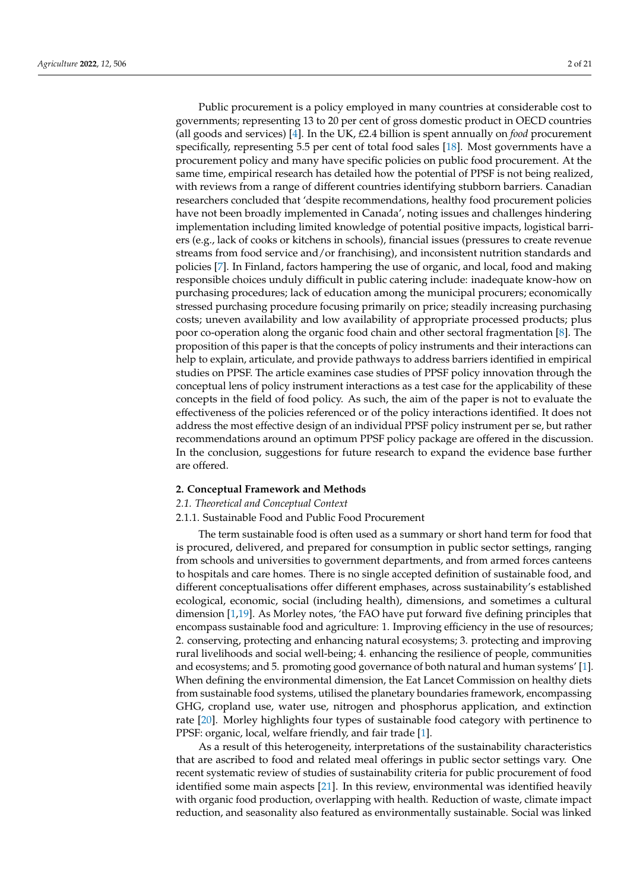Public procurement is a policy employed in many countries at considerable cost to governments; representing 13 to 20 per cent of gross domestic product in OECD countries (all goods and services) [4]. In the UK, £2.4 billion is spent annually on *food* procurement specifically, representing 5.5 per cent of total food sales [18]. Most governments have a procurement policy and many have specific policies on public food procurement. At the same time, empirical research has detailed how the potential of PPSF is not being realized, with reviews from a range of different countries identifying stubborn barriers. Canadian researchers concluded that 'despite recommendations, healthy food procurement policies have not been broadly implemented in Canada', noting issues and challenges hindering implementation including limited knowledge of potential positive impacts, logistical barriers (e.g., lack of cooks or kitchens in schools), financial issues (pressures to create revenue streams from food service and/or franchising), and inconsistent nutrition standards and policies [7]. In Finland, factors hampering the use of organic, and local, food and making responsible choices unduly difficult in public catering include: inadequate know-how on purchasing procedures; lack of education among the municipal procurers; economically stressed purchasing procedure focusing primarily on price; steadily increasing purchasing costs; uneven availability and low availability of appropriate processed products; plus poor co-operation along the organic food chain and other sectoral fragmentation [8]. The proposition of this paper is that the concepts of policy instruments and their interactions can help to explain, articulate, and provide pathways to address barriers identified in empirical studies on PPSF. The article examines case studies of PPSF policy innovation through the conceptual lens of policy instrument interactions as a test case for the applicability of these concepts in the field of food policy. As such, the aim of the paper is not to evaluate the effectiveness of the policies referenced or of the policy interactions identified. It does not address the most effective design of an individual PPSF policy instrument per se, but rather recommendations around an optimum PPSF policy package are offered in the discussion. In the conclusion, suggestions for future research to expand the evidence base further are offered.

## 2. Conceptual Framework and Methods

### 2.1. Theoretical and Conceptual Context

#### 2.1.1. Sustainable Food and Public Food Procurement

The term sustainable food is often used as a summary or short hand term for food that is procured, delivered, and prepared for consumption in public sector settings, ranging from schools and universities to government departments, and from armed forces canteens to hospitals and care homes. There is no single accepted definition of sustainable food, and different conceptualisations offer different emphases, across sustainability's established ecological, economic, social (including health), dimensions, and sometimes a cultural dimension [1,19]. As Morley notes, 'the FAO have put forward five defining principles that encompass sustainable food and agriculture: 1. Improving efficiency in the use of resources; 2. conserving, protecting and enhancing natural ecosystems; 3. protecting and improving rural livelihoods and social well-being; 4. enhancing the resilience of people, communities and ecosystems; and 5. promoting good governance of both natural and human systems' [1]. When defining the environmental dimension, the Eat Lancet Commission on healthy diets from sustainable food systems, utilised the planetary boundaries framework, encompassing GHG, cropland use, water use, nitrogen and phosphorus application, and extinction rate [20]. Morley highlights four types of sustainable food category with pertinence to PPSF: organic, local, welfare friendly, and fair trade [1].

As a result of this heterogeneity, interpretations of the sustainability characteristics that are ascribed to food and related meal offerings in public sector settings vary. One recent systematic review of studies of sustainability criteria for public procurement of food identified some main aspects [21]. In this review, environmental was identified heavily with organic food production, overlapping with health. Reduction of waste, climate impact reduction, and seasonality also featured as environmentally sustainable. Social was linked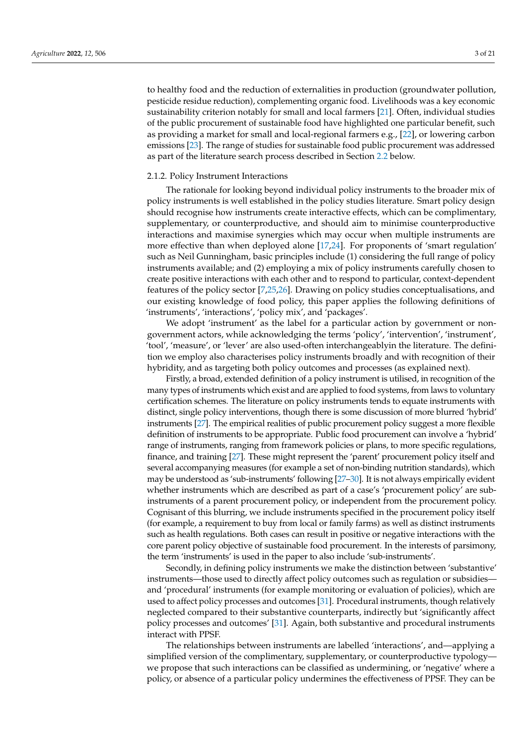to healthy food and the reduction of externalities in production (groundwater pollution, pesticide residue reduction), complementing organic food. Livelihoods was a key economic sustainability criterion notably for small and local farmers [21]. Often, individual studies of the public procurement of sustainable food have highlighted one particular benefit, such as providing a market for small and local-regional farmers e.g., [22], or lowering carbon emissions [23]. The range of studies for sustainable food public procurement was addressed as part of the literature search process described in Section 2.2 below.

### 2.1.2. Policy Instrument Interactions

The rationale for looking beyond individual policy instruments to the broader mix of policy instruments is well established in the policy studies literature. Smart policy design should recognise how instruments create interactive effects, which can be complimentary, supplementary, or counterproductive, and should aim to minimise counterproductive interactions and maximise synergies which may occur when multiple instruments are more effective than when deployed alone [17,24]. For proponents of 'smart regulation' such as Neil Gunningham, basic principles include (1) considering the full range of policy instruments available; and (2) employing a mix of policy instruments carefully chosen to create positive interactions with each other and to respond to particular, context-dependent features of the policy sector [7,25,26]. Drawing on policy studies conceptualisations, and our existing knowledge of food policy, this paper applies the following definitions of 'instruments', 'interactions', 'policy mix', and 'packages'.

We adopt 'instrument' as the label for a particular action by government or non-government actors, while acknowledging the terms 'policy', 'intervention', 'instrument', 'tool', 'measure', or 'lever' are also used-often interchangeablyin the literature. The definition we employ also characterises policy instruments broadly and with recognition of their hybridity, and as targeting both policy outcomes and processes (as explained next).

Firstly, a broad, extended definition of a policy instrument is utilised, in recognition of the many types of instruments which exist and are applied to food systems, from laws to voluntary certification schemes. The literature on policy instruments tends to equate instruments with distinct, single policy interventions, though there is some discussion of more blurred 'hybrid' instruments [27]. The empirical realities of public procurement policy suggest a more flexible definition of instruments to be appropriate. Public food procurement can involve a 'hybrid' range of instruments, ranging from framework policies or plans, to more specific regulations, finance, and training [27]. These might represent the 'parent' procurement policy itself and several accompanying measures (for example a set of non-binding nutrition standards), which may be understood as 'sub-instruments' following [27–30]. It is not always empirically evident whether instruments which are described as part of a case's 'procurement policy' are sub-instruments of a parent procurement policy, or independent from the procurement policy. Cognisant of this blurring, we include instruments specified in the procurement policy itself (for example, a requirement to buy from local or family farms) as well as distinct instruments such as health regulations. Both cases can result in positive or negative interactions with the core parent policy objective of sustainable food procurement. In the interests of parsimony, the term 'instruments' is used in the paper to also include 'sub-instruments'.

Secondly, in defining policy instruments we make the distinction between 'substantive' instruments—those used to directly affect policy outcomes such as regulation or subsidies—and 'procedural' instruments (for example monitoring or evaluation of policies), which are used to affect policy processes and outcomes [31]. Procedural instruments, though relatively neglected compared to their substantive counterparts, indirectly but 'significantly affect policy processes and outcomes' [31]. Again, both substantive and procedural instruments interact with PPSF.

The relationships between instruments are labelled 'interactions', and—applying a simplified version of the complimentary, supplementary, or counterproductive typology—we propose that such interactions can be classified as undermining, or 'negative' where a policy, or absence of a particular policy undermines the effectiveness of PPSF. They can be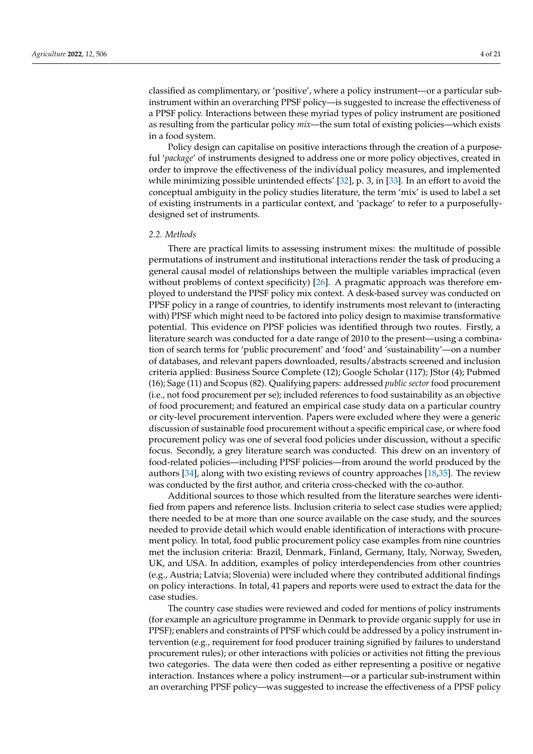classified as complimentary, or 'positive', where a policy instrument—or a particular sub-instrument within an overarching PPSF policy—is suggested to increase the effectiveness of a PPSF policy. Interactions between these myriad types of policy instrument are positioned as resulting from the particular policy *mix*—the sum total of existing policies—which exists in a food system.

Policy design can capitalise on positive interactions through the creation of a purposeful '*package*' of instruments designed to address one or more policy objectives, created in order to improve the effectiveness of the individual policy measures, and implemented while minimizing possible unintended effects' [32], p. 3, in [33]. In an effort to avoid the conceptual ambiguity in the policy studies literature, the term 'mix' is used to label a set of existing instruments in a particular context, and 'package' to refer to a purposefully-designed set of instruments.

### 2.2. Methods

There are practical limits to assessing instrument mixes: the multitude of possible permutations of instrument and institutional interactions render the task of producing a general causal model of relationships between the multiple variables impractical (even without problems of context specificity) [26]. A pragmatic approach was therefore employed to understand the PPSF policy mix context. A desk-based survey was conducted on PPSF policy in a range of countries, to identify instruments most relevant to (interacting with) PPSF which might need to be factored into policy design to maximise transformative potential. This evidence on PPSF policies was identified through two routes. Firstly, a literature search was conducted for a date range of 2010 to the present—using a combination of search terms for 'public procurement' and 'food' and 'sustainability'—on a number of databases, and relevant papers downloaded, results/abstracts screened and inclusion criteria applied: Business Source Complete (12); Google Scholar (117); JStor (4); Pubmed (16); Sage (11) and Scopus (82). Qualifying papers: addressed *public sector* food procurement (i.e., not food procurement per se); included references to food sustainability as an objective of food procurement; and featured an empirical case study data on a particular country or city-level procurement intervention. Papers were excluded where they were a generic discussion of sustainable food procurement without a specific empirical case, or where food procurement policy was one of several food policies under discussion, without a specific focus. Secondly, a grey literature search was conducted. This drew on an inventory of food-related policies—including PPSF policies—from around the world produced by the authors [34], along with two existing reviews of country approaches [18,35]. The review was conducted by the first author, and criteria cross-checked with the co-author.

Additional sources to those which resulted from the literature searches were identified from papers and reference lists. Inclusion criteria to select case studies were applied; there needed to be at more than one source available on the case study, and the sources needed to provide detail which would enable identification of interactions with procurement policy. In total, food public procurement policy case examples from nine countries met the inclusion criteria: Brazil, Denmark, Finland, Germany, Italy, Norway, Sweden, UK, and USA. In addition, examples of policy interdependencies from other countries (e.g., Austria; Latvia; Slovenia) were included where they contributed additional findings on policy interactions. In total, 41 papers and reports were used to extract the data for the case studies.

The country case studies were reviewed and coded for mentions of policy instruments (for example an agriculture programme in Denmark to provide organic supply for use in PPSF); enablers and constraints of PPSF which could be addressed by a policy instrument intervention (e.g., requirement for food producer training signified by failures to understand procurement rules); or other interactions with policies or activities not fitting the previous two categories. The data were then coded as either representing a positive or negative interaction. Instances where a policy instrument—or a particular sub-instrument within an overarching PPSF policy—was suggested to increase the effectiveness of a PPSF policy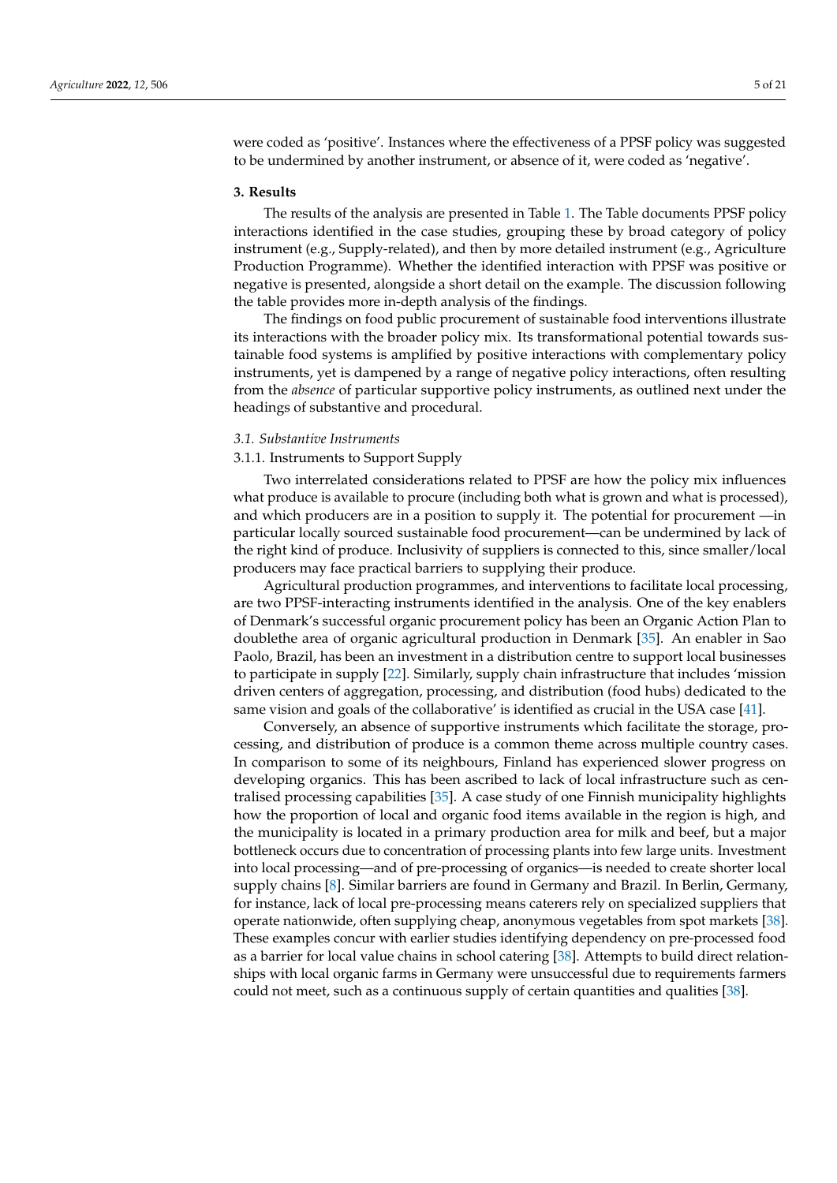were coded as 'positive'. Instances where the effectiveness of a PPSF policy was suggested to be undermined by another instrument, or absence of it, were coded as 'negative'.

## 3. Results

The results of the analysis are presented in Table 1. The Table documents PPSF policy interactions identified in the case studies, grouping these by broad category of policy instrument (e.g., Supply-related), and then by more detailed instrument (e.g., Agriculture Production Programme). Whether the identified interaction with PPSF was positive or negative is presented, alongside a short detail on the example. The discussion following the table provides more in-depth analysis of the findings.

The findings on food public procurement of sustainable food interventions illustrate its interactions with the broader policy mix. Its transformational potential towards sustainable food systems is amplified by positive interactions with complementary policy instruments, yet is dampened by a range of negative policy interactions, often resulting from the *absence* of particular supportive policy instruments, as outlined next under the headings of substantive and procedural.

### *3.1. Substantive Instruments*

#### 3.1.1. Instruments to Support Supply

Two interrelated considerations related to PPSF are how the policy mix influences what produce is available to procure (including both what is grown and what is processed), and which producers are in a position to supply it. The potential for procurement —in particular locally sourced sustainable food procurement—can be undermined by lack of the right kind of produce. Inclusivity of suppliers is connected to this, since smaller/local producers may face practical barriers to supplying their produce.

Agricultural production programmes, and interventions to facilitate local processing, are two PPSF-interacting instruments identified in the analysis. One of the key enablers of Denmark's successful organic procurement policy has been an Organic Action Plan to doublethe area of organic agricultural production in Denmark [35]. An enabler in Sao Paolo, Brazil, has been an investment in a distribution centre to support local businesses to participate in supply [22]. Similarly, supply chain infrastructure that includes 'mission driven centers of aggregation, processing, and distribution (food hubs) dedicated to the same vision and goals of the collaborative' is identified as crucial in the USA case [41].

Conversely, an absence of supportive instruments which facilitate the storage, processing, and distribution of produce is a common theme across multiple country cases. In comparison to some of its neighbours, Finland has experienced slower progress on developing organics. This has been ascribed to lack of local infrastructure such as centralised processing capabilities [35]. A case study of one Finnish municipality highlights how the proportion of local and organic food items available in the region is high, and the municipality is located in a primary production area for milk and beef, but a major bottleneck occurs due to concentration of processing plants into few large units. Investment into local processing—and of pre-processing of organics—is needed to create shorter local supply chains [8]. Similar barriers are found in Germany and Brazil. In Berlin, Germany, for instance, lack of local pre-processing means caterers rely on specialized suppliers that operate nationwide, often supplying cheap, anonymous vegetables from spot markets [38]. These examples concur with earlier studies identifying dependency on pre-processed food as a barrier for local value chains in school catering [38]. Attempts to build direct relationships with local organic farms in Germany were unsuccessful due to requirements farmers could not meet, such as a continuous supply of certain quantities and qualities [38].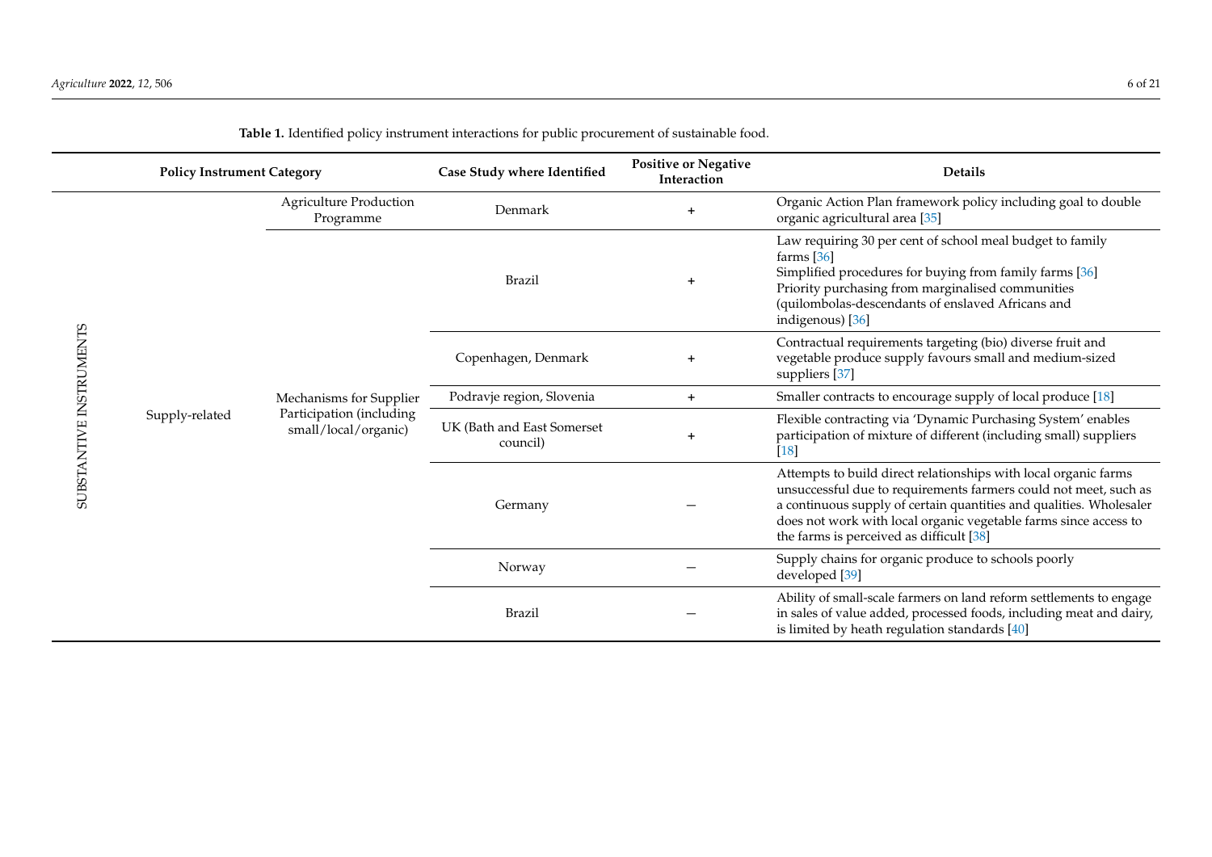**Table 1.** Identified policy instrument interactions for public procurement of sustainable food.

| Policy Instrument Category | | | Case Study where Identified | Positive or Negative Interaction | Details |
|---|---|---|---|---|---|
| SUBSTANTIVE INSTRUMENTS | Supply-related | Agriculture Production Programme | Denmark | + | Organic Action Plan framework policy including goal to double organic agricultural area [35] |
| | | Mechanisms for Supplier Participation (including small/local/organic) | Brazil | + | Law requiring 30 per cent of school meal budget to family farms [36]<br>Simplified procedures for buying from family farms [36]<br>Priority purchasing from marginalised communities (quilombolas-descendants of enslaved Africans and indigenous) [36] |
| | | | Copenhagen, Denmark | + | Contractual requirements targeting (bio) diverse fruit and vegetable produce supply favours small and medium-sized suppliers [37] |
| | | | Podravje region, Slovenia | + | Smaller contracts to encourage supply of local produce [18] |
| | | | UK (Bath and East Somerset council) | + | Flexible contracting via 'Dynamic Purchasing System' enables participation of mixture of different (including small) suppliers [18] |
| | | | Germany | − | Attempts to build direct relationships with local organic farms unsuccessful due to requirements farmers could not meet, such as a continuous supply of certain quantities and qualities. Wholesaler does not work with local organic vegetable farms since access to the farms is perceived as difficult [38] |
| | | | Norway | − | Supply chains for organic produce to schools poorly developed [39] |
| | | | Brazil | − | Ability of small-scale farmers on land reform settlements to engage in sales of value added, processed foods, including meat and dairy, is limited by heath regulation standards [40] |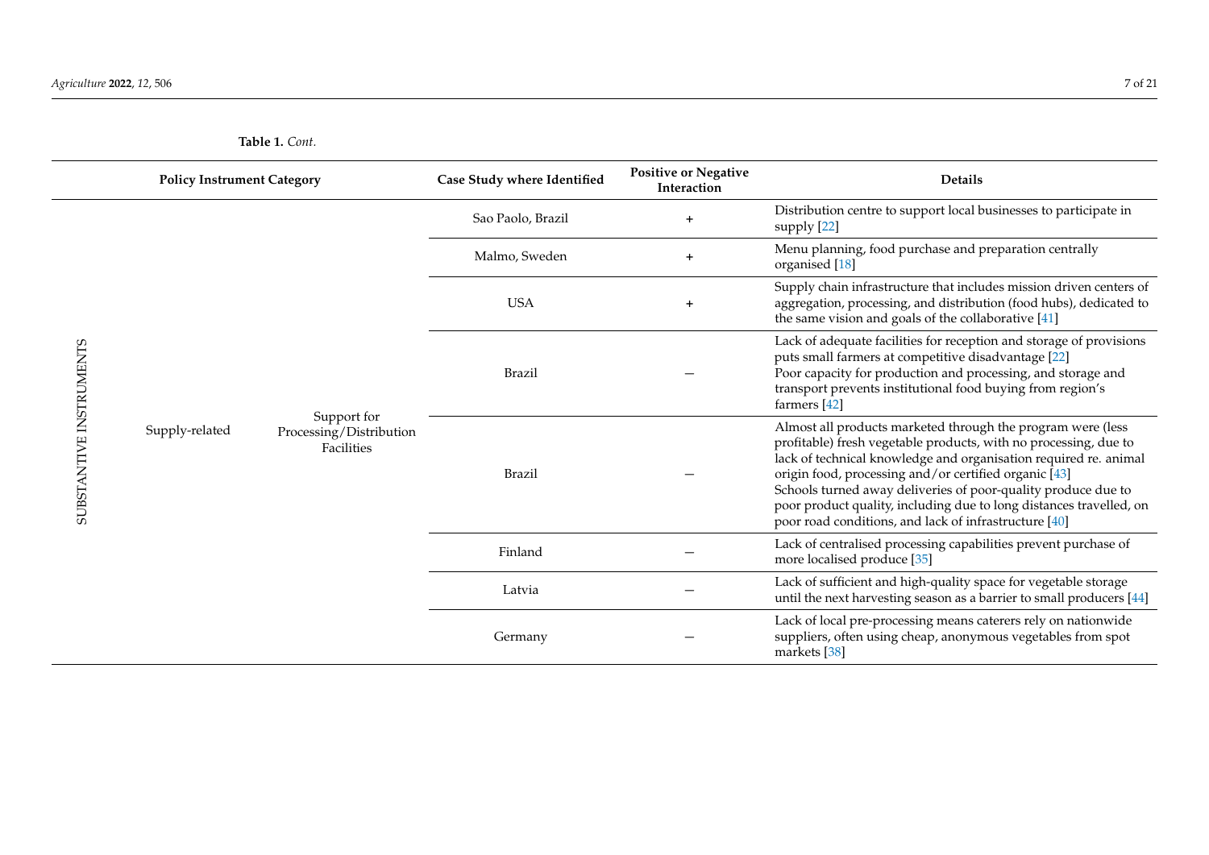**Table 1.** *Cont.*

| Policy Instrument Category | | | Case Study where Identified | Positive or Negative Interaction | Details |
|---|---|---|---|---|---|
| SUBSTANTIVE INSTRUMENTS | Supply-related | Support for Processing/Distribution Facilities | Sao Paolo, Brazil | + | Distribution centre to support local businesses to participate in supply [22] |
| | | | Malmo, Sweden | + | Menu planning, food purchase and preparation centrally organised [18] |
| | | | USA | + | Supply chain infrastructure that includes mission driven centers of aggregation, processing, and distribution (food hubs), dedicated to the same vision and goals of the collaborative [41] |
| | | | Brazil | — | Lack of adequate facilities for reception and storage of provisions puts small farmers at competitive disadvantage [22]<br>Poor capacity for production and processing, and storage and transport prevents institutional food buying from region's farmers [42] |
| | | | Brazil | — | Almost all products marketed through the program were (less profitable) fresh vegetable products, with no processing, due to lack of technical knowledge and organisation required re. animal origin food, processing and/or certified organic [43]<br>Schools turned away deliveries of poor-quality produce due to poor product quality, including due to long distances travelled, on poor road conditions, and lack of infrastructure [40] |
| | | | Finland | — | Lack of centralised processing capabilities prevent purchase of more localised produce [35] |
| | | | Latvia | — | Lack of sufficient and high-quality space for vegetable storage until the next harvesting season as a barrier to small producers [44] |
| | | | Germany | — | Lack of local pre-processing means caterers rely on nationwide suppliers, often using cheap, anonymous vegetables from spot markets [38] |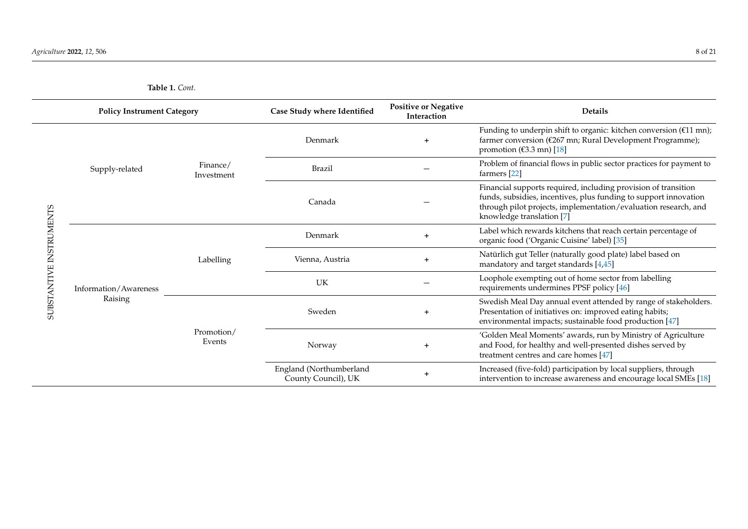**Table 1.** *Cont.*

| Policy Instrument Category | | | Case Study where Identified | Positive or Negative Interaction | Details |
|---|---|---|---|---|---|
| SUBSTANTIVE INSTRUMENTS | Supply-related | Finance/Investment | Denmark | + | Funding to underpin shift to organic: kitchen conversion (€11 mn); farmer conversion (€267 mn; Rural Development Programme); promotion (€3.3 mn) [18] |
| | | | Brazil | − | Problem of financial flows in public sector practices for payment to farmers [22] |
| | | | Canada | − | Financial supports required, including provision of transition funds, subsidies, incentives, plus funding to support innovation through pilot projects, implementation/evaluation research, and knowledge translation [7] |
| | Information/Awareness Raising | Labelling | Denmark | + | Label which rewards kitchens that reach certain percentage of organic food ('Organic Cuisine' label) [35] |
| | | | Vienna, Austria | + | Natürlich gut Teller (naturally good plate) label based on mandatory and target standards [4,45] |
| | | | UK | − | Loophole exempting out of home sector from labelling requirements undermines PPSF policy [46] |
| | | Promotion/Events | Sweden | + | Swedish Meal Day annual event attended by range of stakeholders. Presentation of initiatives on: improved eating habits; environmental impacts; sustainable food production [47] |
| | | | Norway | + | 'Golden Meal Moments' awards, run by Ministry of Agriculture and Food, for healthy and well-presented dishes served by treatment centres and care homes [47] |
| | | | England (Northumberland County Council), UK | + | Increased (five-fold) participation by local suppliers, through intervention to increase awareness and encourage local SMEs [18] |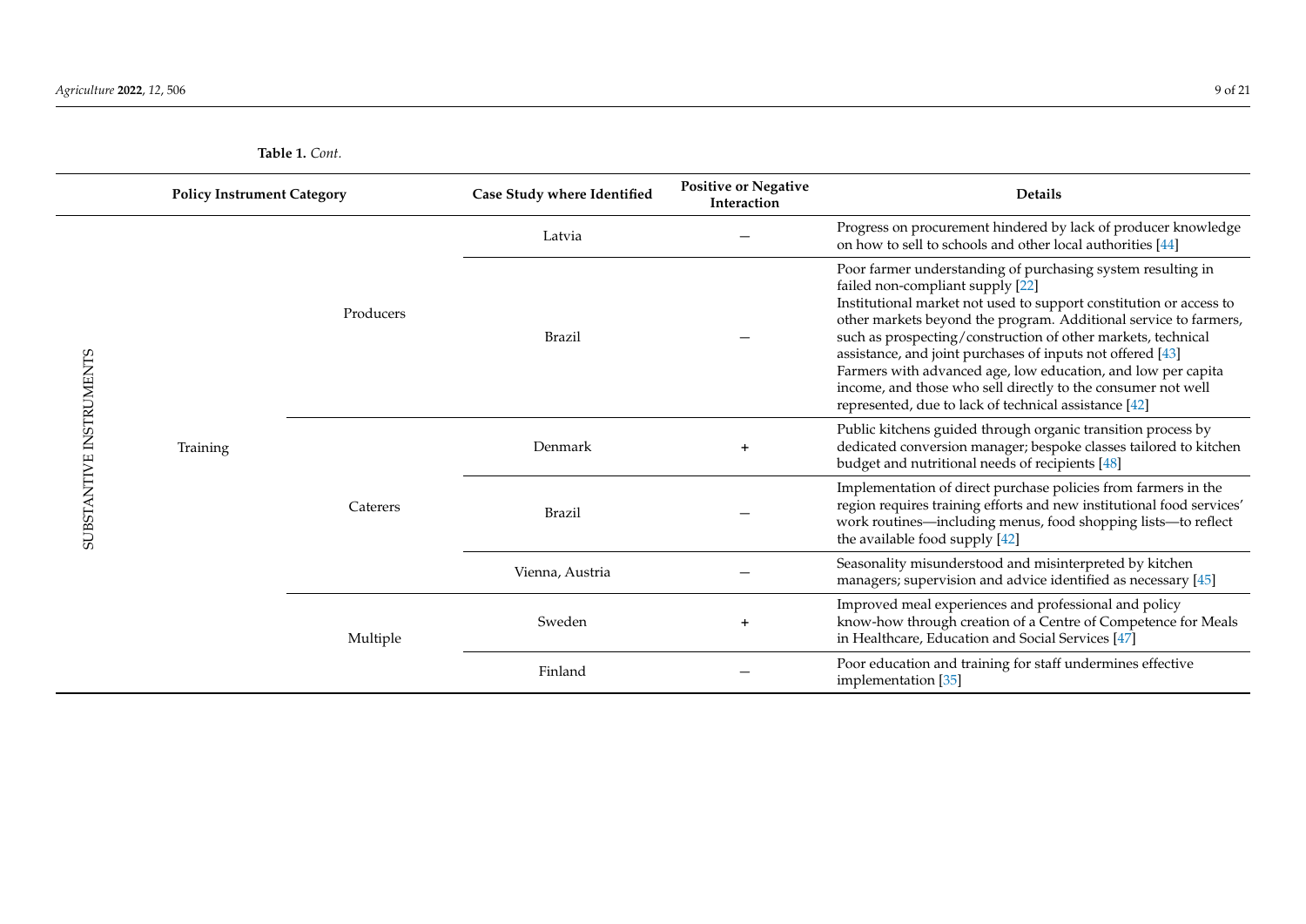**Table 1.** *Cont.*

| Policy Instrument Category | | | Case Study where Identified | Positive or Negative Interaction | Details |
|---|---|---|---|---|---|
| SUBSTANTIVE INSTRUMENTS | Training | Producers | Latvia | − | Progress on procurement hindered by lack of producer knowledge on how to sell to schools and other local authorities [44] |
| | | | Brazil | − | Poor farmer understanding of purchasing system resulting in failed non-compliant supply [22] Institutional market not used to support constitution or access to other markets beyond the program. Additional service to farmers, such as prospecting/construction of other markets, technical assistance, and joint purchases of inputs not offered [43] Farmers with advanced age, low education, and low per capita income, and those who sell directly to the consumer not well represented, due to lack of technical assistance [42] |
| | | Caterers | Denmark | + | Public kitchens guided through organic transition process by dedicated conversion manager; bespoke classes tailored to kitchen budget and nutritional needs of recipients [48] |
| | | | Brazil | − | Implementation of direct purchase policies from farmers in the region requires training efforts and new institutional food services' work routines—including menus, food shopping lists—to reflect the available food supply [42] |
| | | | Vienna, Austria | − | Seasonality misunderstood and misinterpreted by kitchen managers; supervision and advice identified as necessary [45] |
| | | Multiple | Sweden | + | Improved meal experiences and professional and policy know-how through creation of a Centre of Competence for Meals in Healthcare, Education and Social Services [47] |
| | | | Finland | − | Poor education and training for staff undermines effective implementation [35] |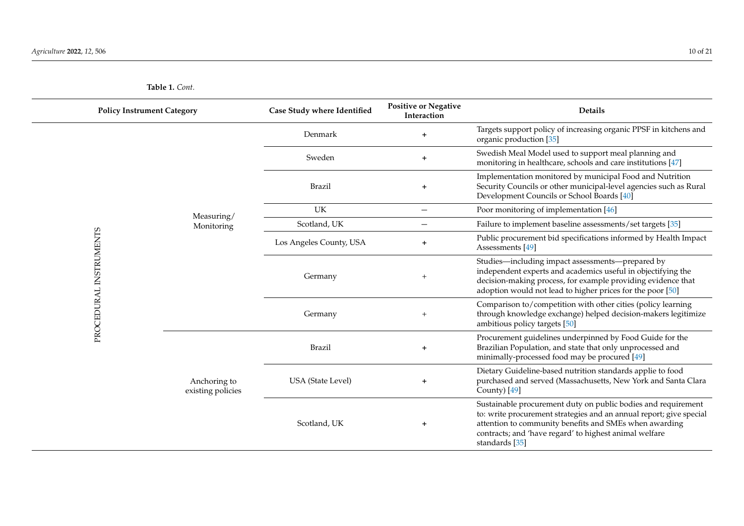**Table 1.** *Cont.*

| Policy Instrument Category | | Case Study where Identified | Positive or Negative Interaction | Details |
|---|---|---|---|---|
| PROCEDURAL INSTRUMENTS | Measuring/Monitoring | Denmark | + | Targets support policy of increasing organic PPSF in kitchens and organic production [35] |
| | | Sweden | + | Swedish Meal Model used to support meal planning and monitoring in healthcare, schools and care institutions [47] |
| | | Brazil | + | Implementation monitored by municipal Food and Nutrition Security Councils or other municipal-level agencies such as Rural Development Councils or School Boards [40] |
| | | UK | − | Poor monitoring of implementation [46] |
| | | Scotland, UK | − | Failure to implement baseline assessments/set targets [35] |
| | | Los Angeles County, USA | + | Public procurement bid specifications informed by Health Impact Assessments [49] |
| | | Germany | + | Studies—including impact assessments—prepared by independent experts and academics useful in objectifying the decision-making process, for example providing evidence that adoption would not lead to higher prices for the poor [50] |
| | | Germany | + | Comparison to/competition with other cities (policy learning through knowledge exchange) helped decision-makers legitimize ambitious policy targets [50] |
| | Anchoring to existing policies | Brazil | + | Procurement guidelines underpinned by Food Guide for the Brazilian Population, and state that only unprocessed and minimally-processed food may be procured [49] |
| | | USA (State Level) | + | Dietary Guideline-based nutrition standards applie to food purchased and served (Massachusetts, New York and Santa Clara County) [49] |
| | | Scotland, UK | + | Sustainable procurement duty on public bodies and requirement to: write procurement strategies and an annual report; give special attention to community benefits and SMEs when awarding contracts; and 'have regard' to highest animal welfare standards [35] |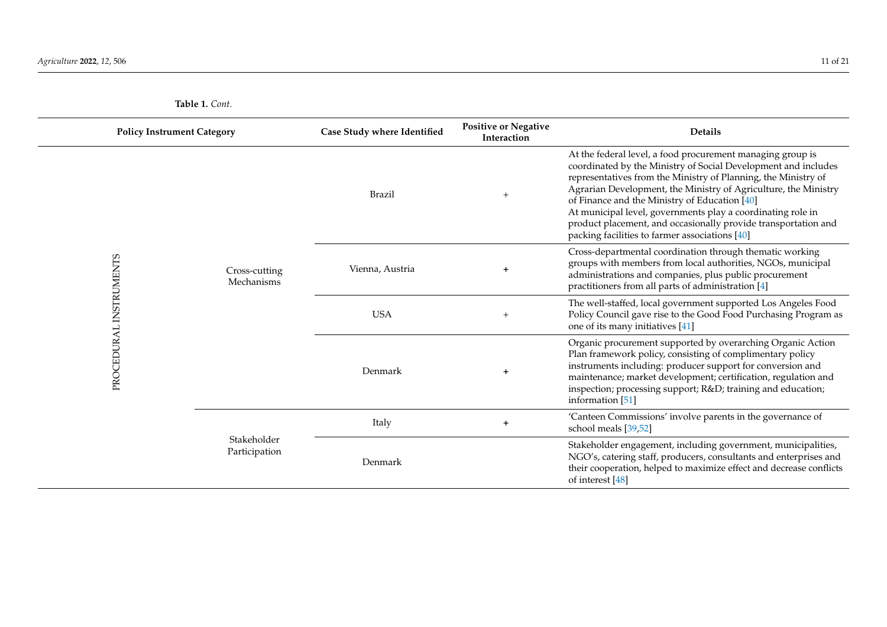**Table 1.** *Cont.*

| Policy Instrument Category | | Case Study where Identified | Positive or Negative Interaction | Details |
|---|---|---|---|---|
| PROCEDURAL INSTRUMENTS | Cross-cutting Mechanisms | Brazil | + | At the federal level, a food procurement managing group is coordinated by the Ministry of Social Development and includes representatives from the Ministry of Planning, the Ministry of Agrarian Development, the Ministry of Agriculture, the Ministry of Finance and the Ministry of Education [40] At municipal level, governments play a coordinating role in product placement, and occasionally provide transportation and packing facilities to farmer associations [40] |
| | | Vienna, Austria | + | Cross-departmental coordination through thematic working groups with members from local authorities, NGOs, municipal administrations and companies, plus public procurement practitioners from all parts of administration [4] |
| | | USA | + | The well-staffed, local government supported Los Angeles Food Policy Council gave rise to the Good Food Purchasing Program as one of its many initiatives [41] |
| | | Denmark | + | Organic procurement supported by overarching Organic Action Plan framework policy, consisting of complimentary policy instruments including: producer support for conversion and maintenance; market development; certification, regulation and inspection; processing support; R&D; training and education; information [51] |
| | Stakeholder Participation | Italy | + | 'Canteen Commissions' involve parents in the governance of school meals [39,52] |
| | | Denmark | | Stakeholder engagement, including government, municipalities, NGO's, catering staff, producers, consultants and enterprises and their cooperation, helped to maximize effect and decrease conflicts of interest [48] |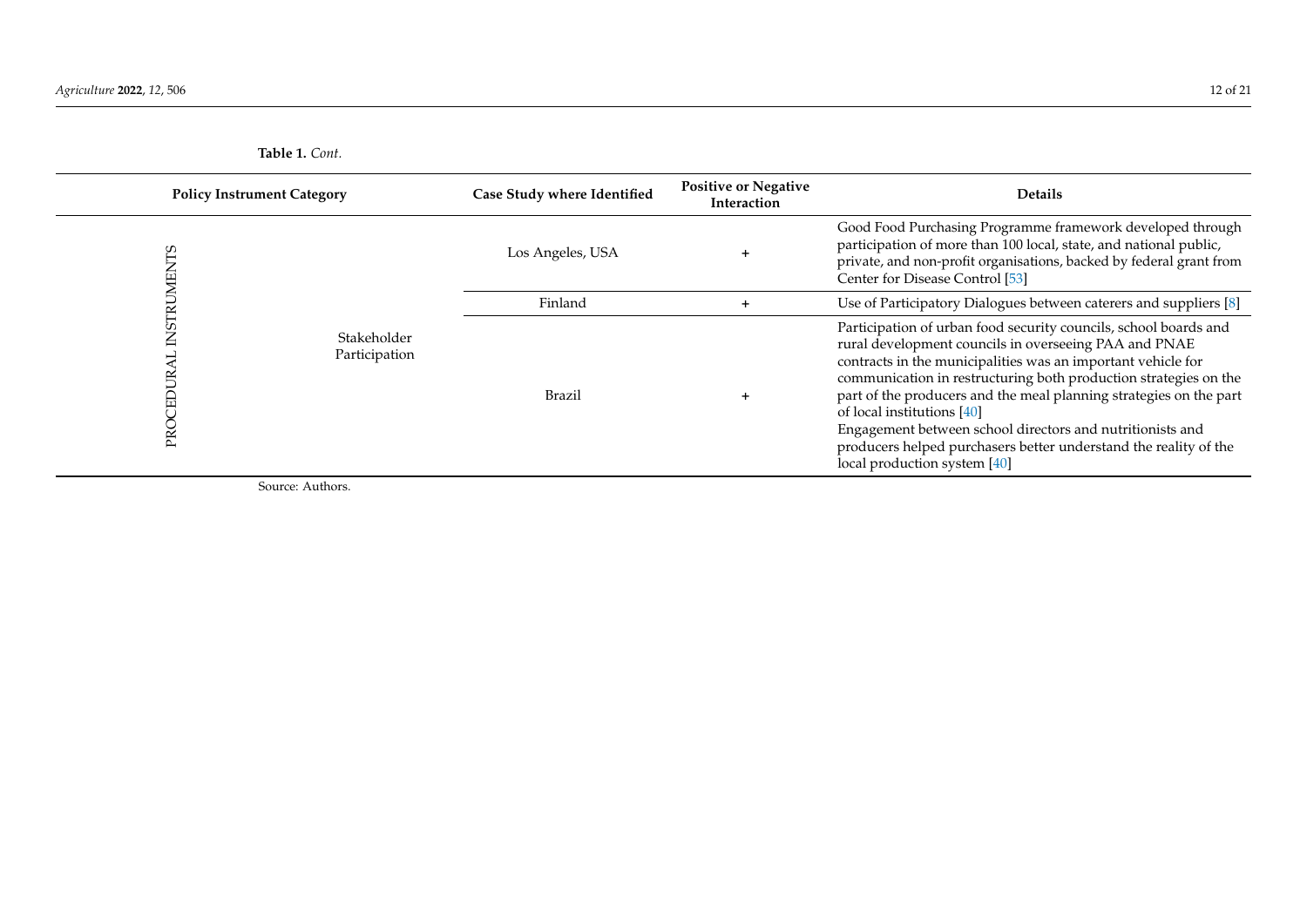**Table 1.** *Cont.*

| Policy Instrument Category | | Case Study where Identified | Positive or Negative Interaction | Details |
| --- | --- | --- | --- | --- |
| PROCEDURAL INSTRUMENTS | Stakeholder Participation | Los Angeles, USA | + | Good Food Purchasing Programme framework developed through participation of more than 100 local, state, and national public, private, and non-profit organisations, backed by federal grant from Center for Disease Control [53] |
| | | Finland | + | Use of Participatory Dialogues between caterers and suppliers [8] |
| | | Brazil | + | Participation of urban food security councils, school boards and rural development councils in overseeing PAA and PNAE contracts in the municipalities was an important vehicle for communication in restructuring both production strategies on the part of the producers and the meal planning strategies on the part of local institutions [40]<br>Engagement between school directors and nutritionists and producers helped purchasers better understand the reality of the local production system [40] |

Source: Authors.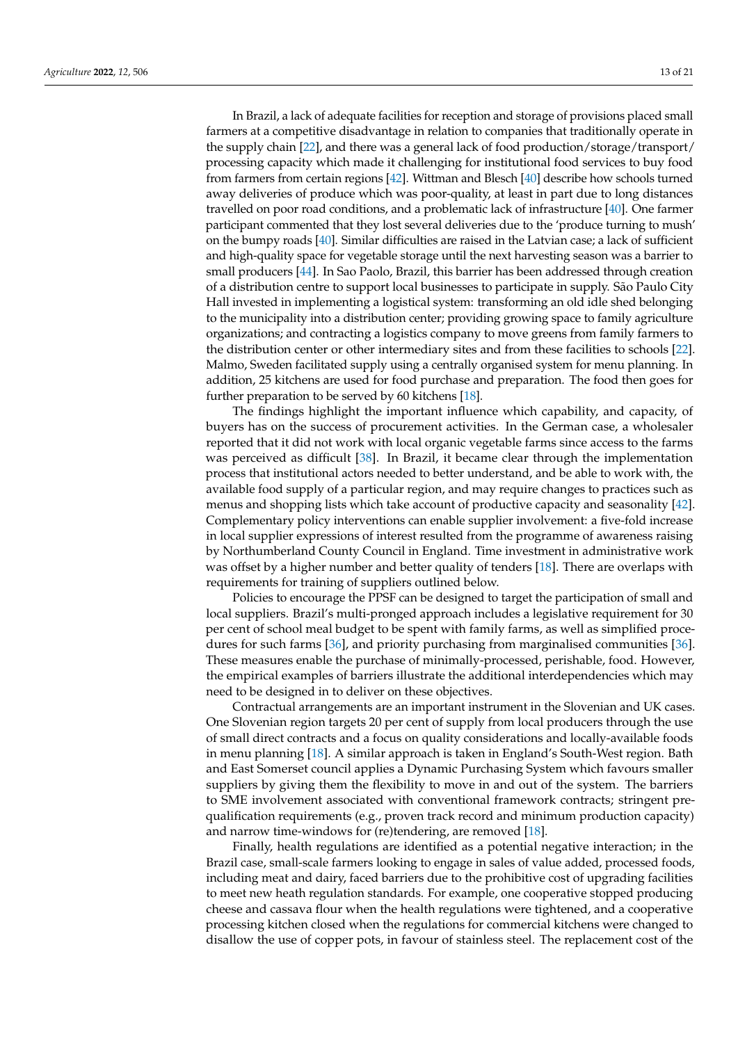In Brazil, a lack of adequate facilities for reception and storage of provisions placed small farmers at a competitive disadvantage in relation to companies that traditionally operate in the supply chain [22], and there was a general lack of food production/storage/transport/processing capacity which made it challenging for institutional food services to buy food from farmers from certain regions [42]. Wittman and Blesch [40] describe how schools turned away deliveries of produce which was poor-quality, at least in part due to long distances travelled on poor road conditions, and a problematic lack of infrastructure [40]. One farmer participant commented that they lost several deliveries due to the 'produce turning to mush' on the bumpy roads [40]. Similar difficulties are raised in the Latvian case; a lack of sufficient and high-quality space for vegetable storage until the next harvesting season was a barrier to small producers [44]. In Sao Paolo, Brazil, this barrier has been addressed through creation of a distribution centre to support local businesses to participate in supply. São Paulo City Hall invested in implementing a logistical system: transforming an old idle shed belonging to the municipality into a distribution center; providing growing space to family agriculture organizations; and contracting a logistics company to move greens from family farmers to the distribution center or other intermediary sites and from these facilities to schools [22]. Malmo, Sweden facilitated supply using a centrally organised system for menu planning. In addition, 25 kitchens are used for food purchase and preparation. The food then goes for further preparation to be served by 60 kitchens [18].

The findings highlight the important influence which capability, and capacity, of buyers has on the success of procurement activities. In the German case, a wholesaler reported that it did not work with local organic vegetable farms since access to the farms was perceived as difficult [38]. In Brazil, it became clear through the implementation process that institutional actors needed to better understand, and be able to work with, the available food supply of a particular region, and may require changes to practices such as menus and shopping lists which take account of productive capacity and seasonality [42]. Complementary policy interventions can enable supplier involvement: a five-fold increase in local supplier expressions of interest resulted from the programme of awareness raising by Northumberland County Council in England. Time investment in administrative work was offset by a higher number and better quality of tenders [18]. There are overlaps with requirements for training of suppliers outlined below.

Policies to encourage the PPSF can be designed to target the participation of small and local suppliers. Brazil's multi-pronged approach includes a legislative requirement for 30 per cent of school meal budget to be spent with family farms, as well as simplified procedures for such farms [36], and priority purchasing from marginalised communities [36]. These measures enable the purchase of minimally-processed, perishable, food. However, the empirical examples of barriers illustrate the additional interdependencies which may need to be designed in to deliver on these objectives.

Contractual arrangements are an important instrument in the Slovenian and UK cases. One Slovenian region targets 20 per cent of supply from local producers through the use of small direct contracts and a focus on quality considerations and locally-available foods in menu planning [18]. A similar approach is taken in England's South-West region. Bath and East Somerset council applies a Dynamic Purchasing System which favours smaller suppliers by giving them the flexibility to move in and out of the system. The barriers to SME involvement associated with conventional framework contracts; stringent pre-qualification requirements (e.g., proven track record and minimum production capacity) and narrow time-windows for (re)tendering, are removed [18].

Finally, health regulations are identified as a potential negative interaction; in the Brazil case, small-scale farmers looking to engage in sales of value added, processed foods, including meat and dairy, faced barriers due to the prohibitive cost of upgrading facilities to meet new heath regulation standards. For example, one cooperative stopped producing cheese and cassava flour when the health regulations were tightened, and a cooperative processing kitchen closed when the regulations for commercial kitchens were changed to disallow the use of copper pots, in favour of stainless steel. The replacement cost of the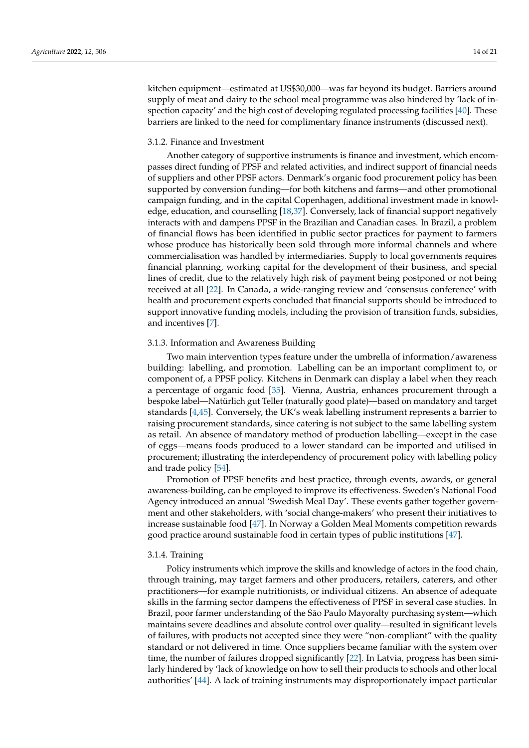kitchen equipment—estimated at US$30,000—was far beyond its budget. Barriers around supply of meat and dairy to the school meal programme was also hindered by 'lack of inspection capacity' and the high cost of developing regulated processing facilities [40]. These barriers are linked to the need for complimentary finance instruments (discussed next).

#### 3.1.2. Finance and Investment

Another category of supportive instruments is finance and investment, which encompasses direct funding of PPSF and related activities, and indirect support of financial needs of suppliers and other PPSF actors. Denmark's organic food procurement policy has been supported by conversion funding—for both kitchens and farms—and other promotional campaign funding, and in the capital Copenhagen, additional investment made in knowledge, education, and counselling [18,37]. Conversely, lack of financial support negatively interacts with and dampens PPSF in the Brazilian and Canadian cases. In Brazil, a problem of financial flows has been identified in public sector practices for payment to farmers whose produce has historically been sold through more informal channels and where commercialisation was handled by intermediaries. Supply to local governments requires financial planning, working capital for the development of their business, and special lines of credit, due to the relatively high risk of payment being postponed or not being received at all [22]. In Canada, a wide-ranging review and 'consensus conference' with health and procurement experts concluded that financial supports should be introduced to support innovative funding models, including the provision of transition funds, subsidies, and incentives [7].

#### 3.1.3. Information and Awareness Building

Two main intervention types feature under the umbrella of information/awareness building: labelling, and promotion. Labelling can be an important compliment to, or component of, a PPSF policy. Kitchens in Denmark can display a label when they reach a percentage of organic food [35]. Vienna, Austria, enhances procurement through a bespoke label—Natürlich gut Teller (naturally good plate)—based on mandatory and target standards [4,45]. Conversely, the UK's weak labelling instrument represents a barrier to raising procurement standards, since catering is not subject to the same labelling system as retail. An absence of mandatory method of production labelling—except in the case of eggs—means foods produced to a lower standard can be imported and utilised in procurement; illustrating the interdependency of procurement policy with labelling policy and trade policy [54].

Promotion of PPSF benefits and best practice, through events, awards, or general awareness-building, can be employed to improve its effectiveness. Sweden's National Food Agency introduced an annual 'Swedish Meal Day'. These events gather together government and other stakeholders, with 'social change-makers' who present their initiatives to increase sustainable food [47]. In Norway a Golden Meal Moments competition rewards good practice around sustainable food in certain types of public institutions [47].

#### 3.1.4. Training

Policy instruments which improve the skills and knowledge of actors in the food chain, through training, may target farmers and other producers, retailers, caterers, and other practitioners—for example nutritionists, or individual citizens. An absence of adequate skills in the farming sector dampens the effectiveness of PPSF in several case studies. In Brazil, poor farmer understanding of the São Paulo Mayoralty purchasing system—which maintains severe deadlines and absolute control over quality—resulted in significant levels of failures, with products not accepted since they were "non-compliant" with the quality standard or not delivered in time. Once suppliers became familiar with the system over time, the number of failures dropped significantly [22]. In Latvia, progress has been similarly hindered by 'lack of knowledge on how to sell their products to schools and other local authorities' [44]. A lack of training instruments may disproportionately impact particular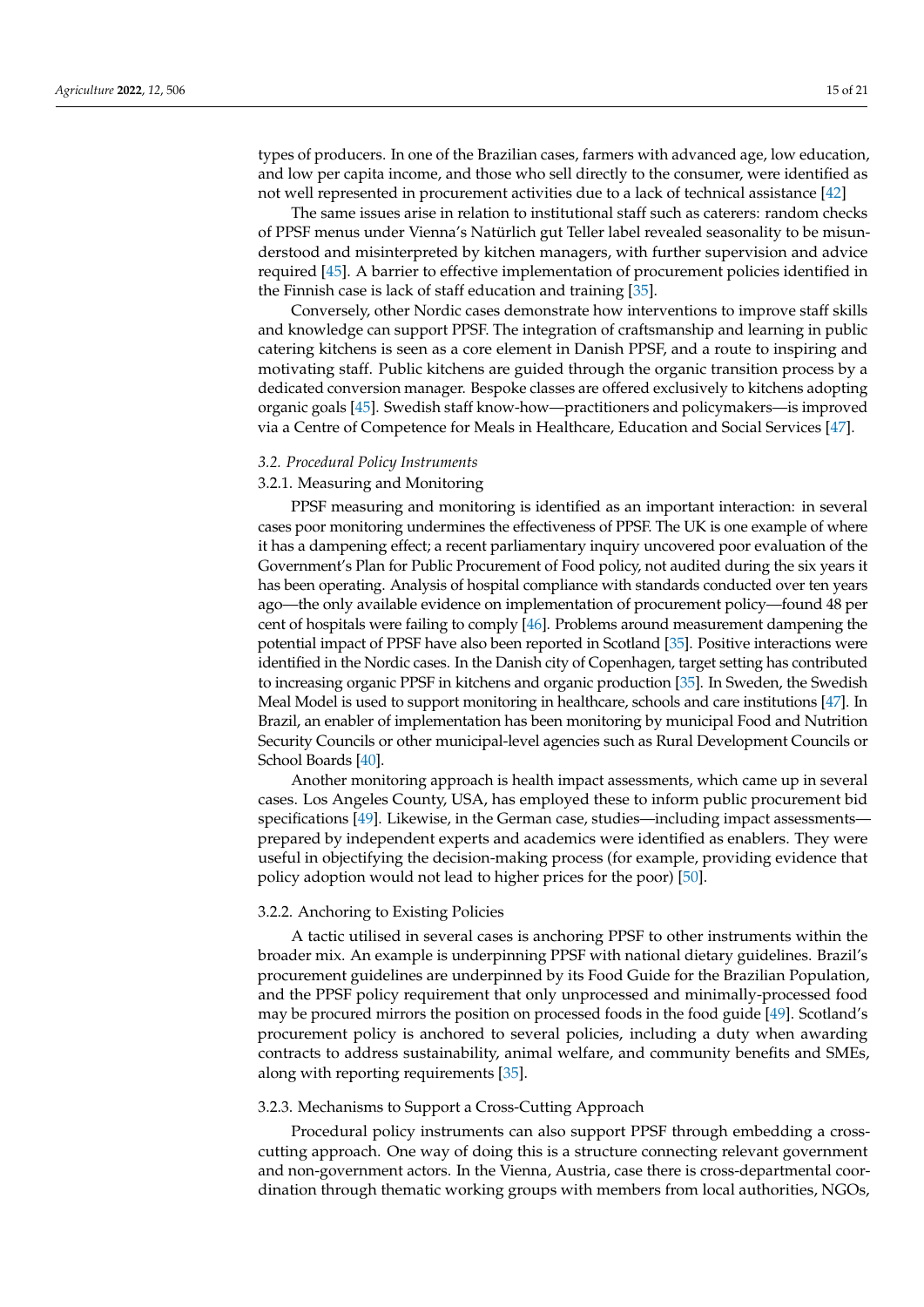types of producers. In one of the Brazilian cases, farmers with advanced age, low education, and low per capita income, and those who sell directly to the consumer, were identified as not well represented in procurement activities due to a lack of technical assistance [42]

The same issues arise in relation to institutional staff such as caterers: random checks of PPSF menus under Vienna's Natürlich gut Teller label revealed seasonality to be misunderstood and misinterpreted by kitchen managers, with further supervision and advice required [45]. A barrier to effective implementation of procurement policies identified in the Finnish case is lack of staff education and training [35].

Conversely, other Nordic cases demonstrate how interventions to improve staff skills and knowledge can support PPSF. The integration of craftsmanship and learning in public catering kitchens is seen as a core element in Danish PPSF, and a route to inspiring and motivating staff. Public kitchens are guided through the organic transition process by a dedicated conversion manager. Bespoke classes are offered exclusively to kitchens adopting organic goals [45]. Swedish staff know-how—practitioners and policymakers—is improved via a Centre of Competence for Meals in Healthcare, Education and Social Services [47].

### *3.2. Procedural Policy Instruments*

#### 3.2.1. Measuring and Monitoring

PPSF measuring and monitoring is identified as an important interaction: in several cases poor monitoring undermines the effectiveness of PPSF. The UK is one example of where it has a dampening effect; a recent parliamentary inquiry uncovered poor evaluation of the Government's Plan for Public Procurement of Food policy, not audited during the six years it has been operating. Analysis of hospital compliance with standards conducted over ten years ago—the only available evidence on implementation of procurement policy—found 48 per cent of hospitals were failing to comply [46]. Problems around measurement dampening the potential impact of PPSF have also been reported in Scotland [35]. Positive interactions were identified in the Nordic cases. In the Danish city of Copenhagen, target setting has contributed to increasing organic PPSF in kitchens and organic production [35]. In Sweden, the Swedish Meal Model is used to support monitoring in healthcare, schools and care institutions [47]. In Brazil, an enabler of implementation has been monitoring by municipal Food and Nutrition Security Councils or other municipal-level agencies such as Rural Development Councils or School Boards [40].

Another monitoring approach is health impact assessments, which came up in several cases. Los Angeles County, USA, has employed these to inform public procurement bid specifications [49]. Likewise, in the German case, studies—including impact assessments—prepared by independent experts and academics were identified as enablers. They were useful in objectifying the decision-making process (for example, providing evidence that policy adoption would not lead to higher prices for the poor) [50].

#### 3.2.2. Anchoring to Existing Policies

A tactic utilised in several cases is anchoring PPSF to other instruments within the broader mix. An example is underpinning PPSF with national dietary guidelines. Brazil's procurement guidelines are underpinned by its Food Guide for the Brazilian Population, and the PPSF policy requirement that only unprocessed and minimally-processed food may be procured mirrors the position on processed foods in the food guide [49]. Scotland's procurement policy is anchored to several policies, including a duty when awarding contracts to address sustainability, animal welfare, and community benefits and SMEs, along with reporting requirements [35].

#### 3.2.3. Mechanisms to Support a Cross-Cutting Approach

Procedural policy instruments can also support PPSF through embedding a cross-cutting approach. One way of doing this is a structure connecting relevant government and non-government actors. In the Vienna, Austria, case there is cross-departmental coordination through thematic working groups with members from local authorities, NGOs,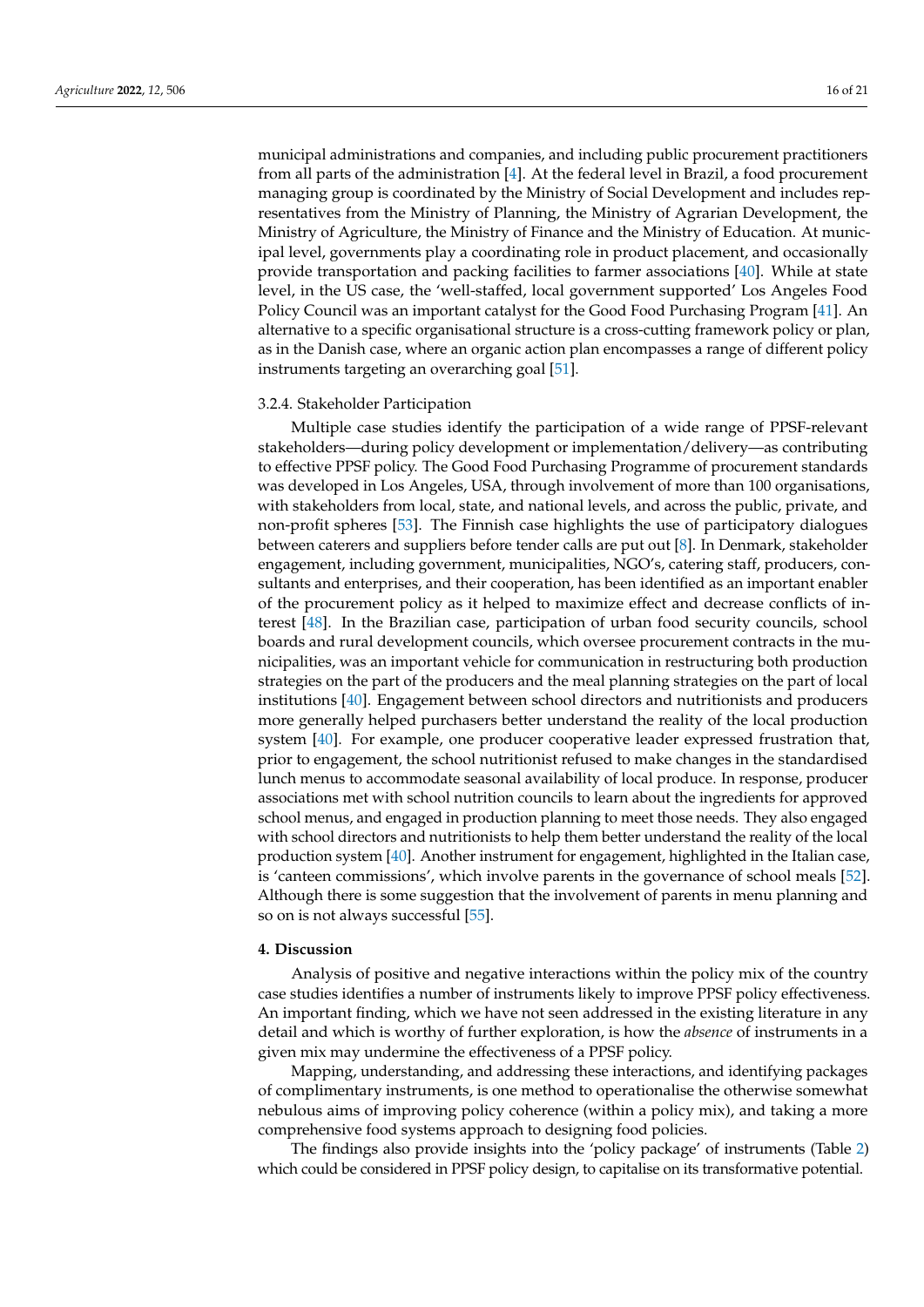municipal administrations and companies, and including public procurement practitioners from all parts of the administration [4]. At the federal level in Brazil, a food procurement managing group is coordinated by the Ministry of Social Development and includes representatives from the Ministry of Planning, the Ministry of Agrarian Development, the Ministry of Agriculture, the Ministry of Finance and the Ministry of Education. At municipal level, governments play a coordinating role in product placement, and occasionally provide transportation and packing facilities to farmer associations [40]. While at state level, in the US case, the 'well-staffed, local government supported' Los Angeles Food Policy Council was an important catalyst for the Good Food Purchasing Program [41]. An alternative to a specific organisational structure is a cross-cutting framework policy or plan, as in the Danish case, where an organic action plan encompasses a range of different policy instruments targeting an overarching goal [51].

### 3.2.4. Stakeholder Participation

Multiple case studies identify the participation of a wide range of PPSF-relevant stakeholders—during policy development or implementation/delivery—as contributing to effective PPSF policy. The Good Food Purchasing Programme of procurement standards was developed in Los Angeles, USA, through involvement of more than 100 organisations, with stakeholders from local, state, and national levels, and across the public, private, and non-profit spheres [53]. The Finnish case highlights the use of participatory dialogues between caterers and suppliers before tender calls are put out [8]. In Denmark, stakeholder engagement, including government, municipalities, NGO's, catering staff, producers, consultants and enterprises, and their cooperation, has been identified as an important enabler of the procurement policy as it helped to maximize effect and decrease conflicts of interest [48]. In the Brazilian case, participation of urban food security councils, school boards and rural development councils, which oversee procurement contracts in the municipalities, was an important vehicle for communication in restructuring both production strategies on the part of the producers and the meal planning strategies on the part of local institutions [40]. Engagement between school directors and nutritionists and producers more generally helped purchasers better understand the reality of the local production system [40]. For example, one producer cooperative leader expressed frustration that, prior to engagement, the school nutritionist refused to make changes in the standardised lunch menus to accommodate seasonal availability of local produce. In response, producer associations met with school nutrition councils to learn about the ingredients for approved school menus, and engaged in production planning to meet those needs. They also engaged with school directors and nutritionists to help them better understand the reality of the local production system [40]. Another instrument for engagement, highlighted in the Italian case, is 'canteen commissions', which involve parents in the governance of school meals [52]. Although there is some suggestion that the involvement of parents in menu planning and so on is not always successful [55].

## 4. Discussion

Analysis of positive and negative interactions within the policy mix of the country case studies identifies a number of instruments likely to improve PPSF policy effectiveness. An important finding, which we have not seen addressed in the existing literature in any detail and which is worthy of further exploration, is how the *absence* of instruments in a given mix may undermine the effectiveness of a PPSF policy.

Mapping, understanding, and addressing these interactions, and identifying packages of complimentary instruments, is one method to operationalise the otherwise somewhat nebulous aims of improving policy coherence (within a policy mix), and taking a more comprehensive food systems approach to designing food policies.

The findings also provide insights into the 'policy package' of instruments (Table 2) which could be considered in PPSF policy design, to capitalise on its transformative potential.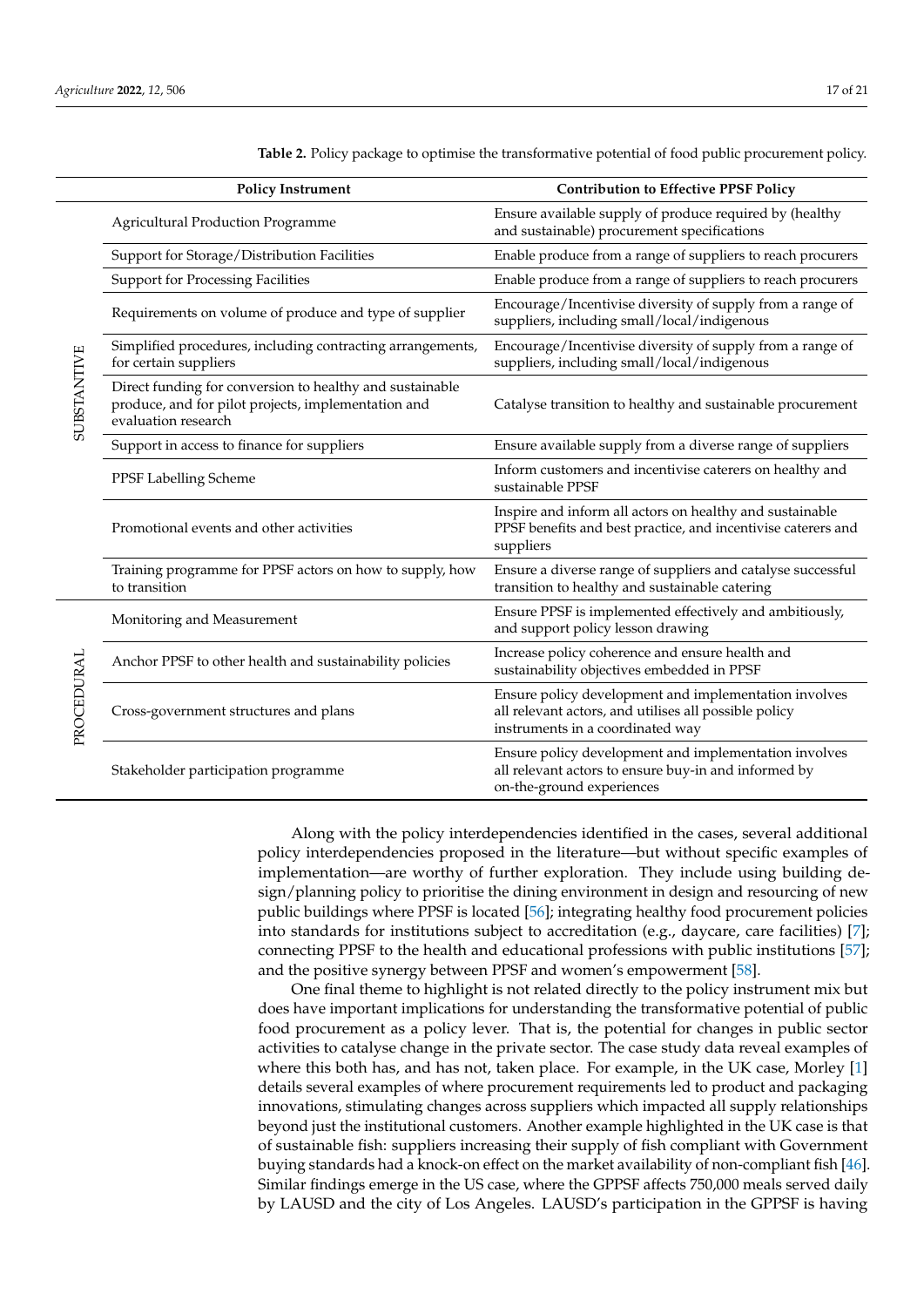**Table 2.** Policy package to optimise the transformative potential of food public procurement policy.

| | Policy Instrument | Contribution to Effective PPSF Policy |
|---|---|---|
| SUBSTANTIVE | Agricultural Production Programme | Ensure available supply of produce required by (healthy and sustainable) procurement specifications |
| | Support for Storage/Distribution Facilities | Enable produce from a range of suppliers to reach procurers |
| | Support for Processing Facilities | Enable produce from a range of suppliers to reach procurers |
| | Requirements on volume of produce and type of supplier | Encourage/Incentivise diversity of supply from a range of suppliers, including small/local/indigenous |
| | Simplified procedures, including contracting arrangements, for certain suppliers | Encourage/Incentivise diversity of supply from a range of suppliers, including small/local/indigenous |
| | Direct funding for conversion to healthy and sustainable produce, and for pilot projects, implementation and evaluation research | Catalyse transition to healthy and sustainable procurement |
| | Support in access to finance for suppliers | Ensure available supply from a diverse range of suppliers |
| | PPSF Labelling Scheme | Inform customers and incentivise caterers on healthy and sustainable PPSF |
| | Promotional events and other activities | Inspire and inform all actors on healthy and sustainable PPSF benefits and best practice, and incentivise caterers and suppliers |
| | Training programme for PPSF actors on how to supply, how to transition | Ensure a diverse range of suppliers and catalyse successful transition to healthy and sustainable catering |
| PROCEDURAL | Monitoring and Measurement | Ensure PPSF is implemented effectively and ambitiously, and support policy lesson drawing |
| | Anchor PPSF to other health and sustainability policies | Increase policy coherence and ensure health and sustainability objectives embedded in PPSF |
| | Cross-government structures and plans | Ensure policy development and implementation involves all relevant actors, and utilises all possible policy instruments in a coordinated way |
| | Stakeholder participation programme | Ensure policy development and implementation involves all relevant actors to ensure buy-in and informed by on-the-ground experiences |

Along with the policy interdependencies identified in the cases, several additional policy interdependencies proposed in the literature—but without specific examples of implementation—are worthy of further exploration. They include using building design/planning policy to prioritise the dining environment in design and resourcing of new public buildings where PPSF is located [56]; integrating healthy food procurement policies into standards for institutions subject to accreditation (e.g., daycare, care facilities) [7]; connecting PPSF to the health and educational professions with public institutions [57]; and the positive synergy between PPSF and women's empowerment [58].

One final theme to highlight is not related directly to the policy instrument mix but does have important implications for understanding the transformative potential of public food procurement as a policy lever. That is, the potential for changes in public sector activities to catalyse change in the private sector. The case study data reveal examples of where this both has, and has not, taken place. For example, in the UK case, Morley [1] details several examples of where procurement requirements led to product and packaging innovations, stimulating changes across suppliers which impacted all supply relationships beyond just the institutional customers. Another example highlighted in the UK case is that of sustainable fish: suppliers increasing their supply of fish compliant with Government buying standards had a knock-on effect on the market availability of non-compliant fish [46]. Similar findings emerge in the US case, where the GPPSF affects 750,000 meals served daily by LAUSD and the city of Los Angeles. LAUSD's participation in the GPPSF is having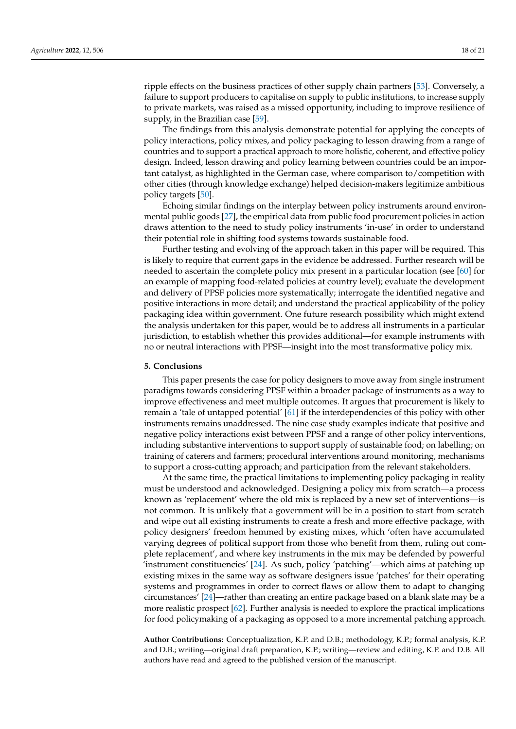ripple effects on the business practices of other supply chain partners [53]. Conversely, a failure to support producers to capitalise on supply to public institutions, to increase supply to private markets, was raised as a missed opportunity, including to improve resilience of supply, in the Brazilian case [59].

The findings from this analysis demonstrate potential for applying the concepts of policy interactions, policy mixes, and policy packaging to lesson drawing from a range of countries and to support a practical approach to more holistic, coherent, and effective policy design. Indeed, lesson drawing and policy learning between countries could be an important catalyst, as highlighted in the German case, where comparison to/competition with other cities (through knowledge exchange) helped decision-makers legitimize ambitious policy targets [50].

Echoing similar findings on the interplay between policy instruments around environmental public goods [27], the empirical data from public food procurement policies in action draws attention to the need to study policy instruments 'in-use' in order to understand their potential role in shifting food systems towards sustainable food.

Further testing and evolving of the approach taken in this paper will be required. This is likely to require that current gaps in the evidence be addressed. Further research will be needed to ascertain the complete policy mix present in a particular location (see [60] for an example of mapping food-related policies at country level); evaluate the development and delivery of PPSF policies more systematically; interrogate the identified negative and positive interactions in more detail; and understand the practical applicability of the policy packaging idea within government. One future research possibility which might extend the analysis undertaken for this paper, would be to address all instruments in a particular jurisdiction, to establish whether this provides additional—for example instruments with no or neutral interactions with PPSF—insight into the most transformative policy mix.

## 5. Conclusions

This paper presents the case for policy designers to move away from single instrument paradigms towards considering PPSF within a broader package of instruments as a way to improve effectiveness and meet multiple outcomes. It argues that procurement is likely to remain a 'tale of untapped potential' [61] if the interdependencies of this policy with other instruments remains unaddressed. The nine case study examples indicate that positive and negative policy interactions exist between PPSF and a range of other policy interventions, including substantive interventions to support supply of sustainable food; on labelling; on training of caterers and farmers; procedural interventions around monitoring, mechanisms to support a cross-cutting approach; and participation from the relevant stakeholders.

At the same time, the practical limitations to implementing policy packaging in reality must be understood and acknowledged. Designing a policy mix from scratch—a process known as 'replacement' where the old mix is replaced by a new set of interventions—is not common. It is unlikely that a government will be in a position to start from scratch and wipe out all existing instruments to create a fresh and more effective package, with policy designers' freedom hemmed by existing mixes, which 'often have accumulated varying degrees of political support from those who benefit from them, ruling out complete replacement', and where key instruments in the mix may be defended by powerful 'instrument constituencies' [24]. As such, policy 'patching'—which aims at patching up existing mixes in the same way as software designers issue 'patches' for their operating systems and programmes in order to correct flaws or allow them to adapt to changing circumstances' [24]—rather than creating an entire package based on a blank slate may be a more realistic prospect [62]. Further analysis is needed to explore the practical implications for food policymaking of a packaging as opposed to a more incremental patching approach.

**Author Contributions:** Conceptualization, K.P. and D.B.; methodology, K.P.; formal analysis, K.P. and D.B.; writing—original draft preparation, K.P.; writing—review and editing, K.P. and D.B. All authors have read and agreed to the published version of the manuscript.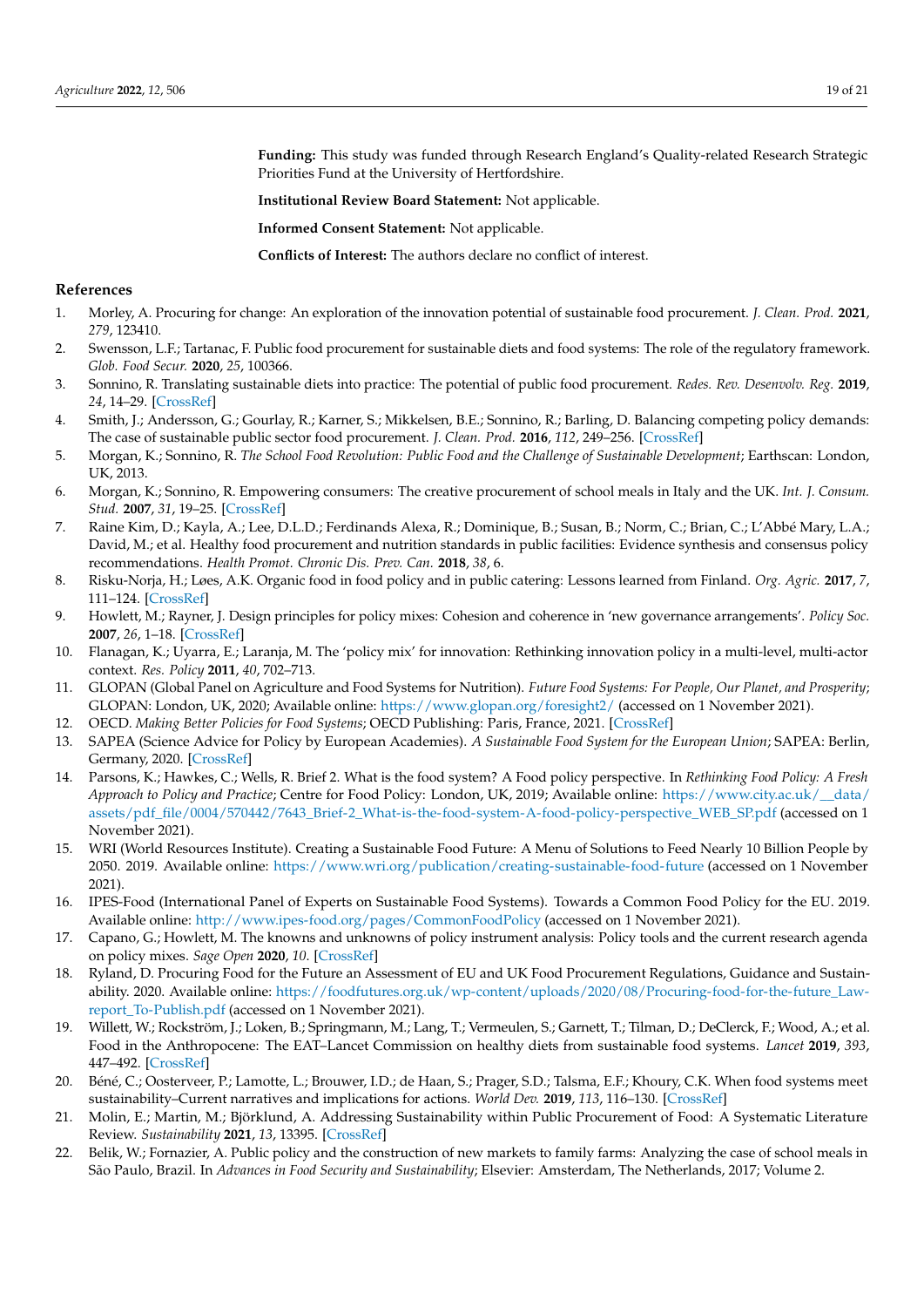**Funding:** This study was funded through Research England's Quality-related Research Strategic Priorities Fund at the University of Hertfordshire.

**Institutional Review Board Statement:** Not applicable.

**Informed Consent Statement:** Not applicable.

**Conflicts of Interest:** The authors declare no conflict of interest.

## References

1. Morley, A. Procuring for change: An exploration of the innovation potential of sustainable food procurement. *J. Clean. Prod.* **2021**, *279*, 123410.
2. Swensson, L.F.; Tartanac, F. Public food procurement for sustainable diets and food systems: The role of the regulatory framework. *Glob. Food Secur.* **2020**, *25*, 100366.
3. Sonnino, R. Translating sustainable diets into practice: The potential of public food procurement. *Redes. Rev. Desenvolv. Reg.* **2019**, *24*, 14–29. [CrossRef]
4. Smith, J.; Andersson, G.; Gourlay, R.; Karner, S.; Mikkelsen, B.E.; Sonnino, R.; Barling, D. Balancing competing policy demands: The case of sustainable public sector food procurement. *J. Clean. Prod.* **2016**, *112*, 249–256. [CrossRef]
5. Morgan, K.; Sonnino, R. *The School Food Revolution: Public Food and the Challenge of Sustainable Development*; Earthscan: London, UK, 2013.
6. Morgan, K.; Sonnino, R. Empowering consumers: The creative procurement of school meals in Italy and the UK. *Int. J. Consum. Stud.* **2007**, *31*, 19–25. [CrossRef]
7. Raine Kim, D.; Kayla, A.; Lee, D.L.D.; Ferdinands Alexa, R.; Dominique, B.; Susan, B.; Norm, C.; Brian, C.; L'Abbé Mary, L.A.; David, M.; et al. Healthy food procurement and nutrition standards in public facilities: Evidence synthesis and consensus policy recommendations. *Health Promot. Chronic Dis. Prev. Can.* **2018**, *38*, 6.
8. Risku-Norja, H.; Løes, A.K. Organic food in food policy and in public catering: Lessons learned from Finland. *Org. Agric.* **2017**, *7*, 111–124. [CrossRef]
9. Howlett, M.; Rayner, J. Design principles for policy mixes: Cohesion and coherence in 'new governance arrangements'. *Policy Soc.* **2007**, *26*, 1–18. [CrossRef]
10. Flanagan, K.; Uyarra, E.; Laranja, M. The 'policy mix' for innovation: Rethinking innovation policy in a multi-level, multi-actor context. *Res. Policy* **2011**, *40*, 702–713.
11. GLOPAN (Global Panel on Agriculture and Food Systems for Nutrition). *Future Food Systems: For People, Our Planet, and Prosperity*; GLOPAN: London, UK, 2020; Available online: https://www.glopan.org/foresight2/ (accessed on 1 November 2021).
12. OECD. *Making Better Policies for Food Systems*; OECD Publishing: Paris, France, 2021. [CrossRef]
13. SAPEA (Science Advice for Policy by European Academies). *A Sustainable Food System for the European Union*; SAPEA: Berlin, Germany, 2020. [CrossRef]
14. Parsons, K.; Hawkes, C.; Wells, R. Brief 2. What is the food system? A Food policy perspective. In *Rethinking Food Policy: A Fresh Approach to Policy and Practice*; Centre for Food Policy: London, UK, 2019; Available online: https://www.city.ac.uk/__data/assets/pdf_file/0004/570442/7643_Brief-2_What-is-the-food-system-A-food-policy-perspective_WEB_SP.pdf (accessed on 1 November 2021).
15. WRI (World Resources Institute). Creating a Sustainable Food Future: A Menu of Solutions to Feed Nearly 10 Billion People by 2050. 2019. Available online: https://www.wri.org/publication/creating-sustainable-food-future (accessed on 1 November 2021).
16. IPES-Food (International Panel of Experts on Sustainable Food Systems). Towards a Common Food Policy for the EU. 2019. Available online: http://www.ipes-food.org/pages/CommonFoodPolicy (accessed on 1 November 2021).
17. Capano, G.; Howlett, M. The knowns and unknowns of policy instrument analysis: Policy tools and the current research agenda on policy mixes. *Sage Open* **2020**, *10*. [CrossRef]
18. Ryland, D. Procuring Food for the Future an Assessment of EU and UK Food Procurement Regulations, Guidance and Sustainability. 2020. Available online: https://foodfutures.org.uk/wp-content/uploads/2020/08/Procuring-food-for-the-future_Law-report_To-Publish.pdf (accessed on 1 November 2021).
19. Willett, W.; Rockström, J.; Loken, B.; Springmann, M.; Lang, T.; Vermeulen, S.; Garnett, T.; Tilman, D.; DeClerck, F.; Wood, A.; et al. Food in the Anthropocene: The EAT–Lancet Commission on healthy diets from sustainable food systems. *Lancet* **2019**, *393*, 447–492. [CrossRef]
20. Béné, C.; Oosterveer, P.; Lamotte, L.; Brouwer, I.D.; de Haan, S.; Prager, S.D.; Talsma, E.F.; Khoury, C.K. When food systems meet sustainability–Current narratives and implications for actions. *World Dev.* **2019**, *113*, 116–130. [CrossRef]
21. Molin, E.; Martin, M.; Björklund, A. Addressing Sustainability within Public Procurement of Food: A Systematic Literature Review. *Sustainability* **2021**, *13*, 13395. [CrossRef]
22. Belik, W.; Fornazier, A. Public policy and the construction of new markets to family farms: Analyzing the case of school meals in São Paulo, Brazil. In *Advances in Food Security and Sustainability*; Elsevier: Amsterdam, The Netherlands, 2017; Volume 2.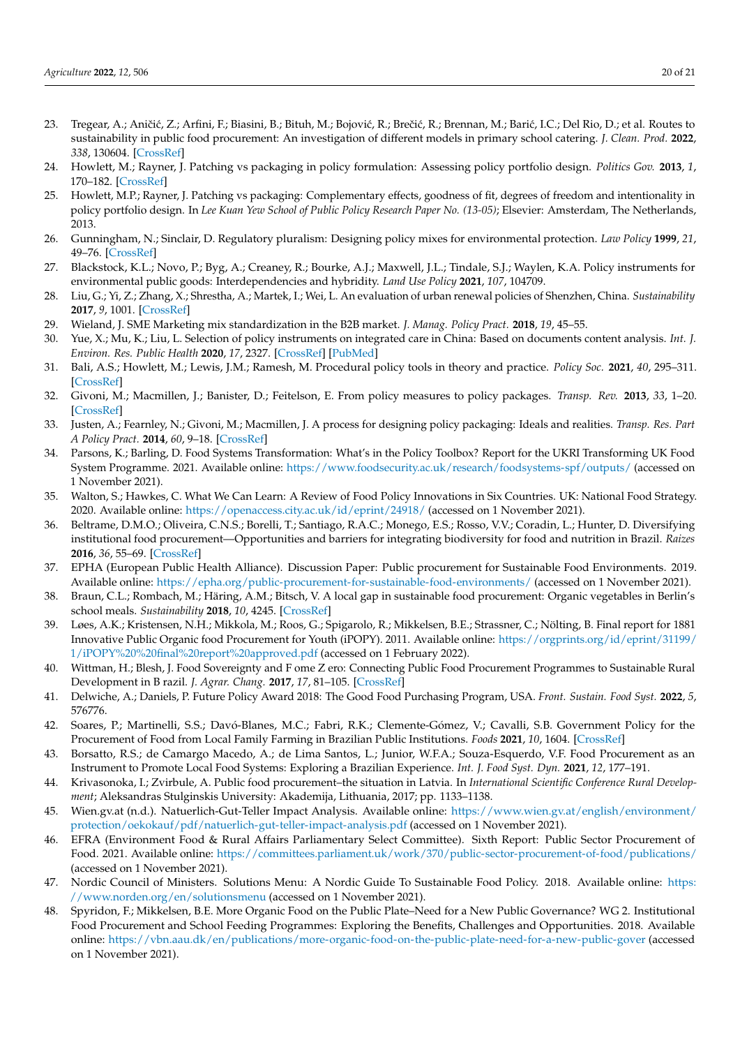23. Tregear, A.; Aničić, Z.; Arfini, F.; Biasini, B.; Bituh, M.; Bojović, R.; Brečić, R.; Brennan, M.; Barić, I.C.; Del Rio, D.; et al. Routes to sustainability in public food procurement: An investigation of different models in primary school catering. *J. Clean. Prod.* **2022**, *338*, 130604. [CrossRef]
24. Howlett, M.; Rayner, J. Patching vs packaging in policy formulation: Assessing policy portfolio design. *Politics Gov.* **2013**, *1*, 170–182. [CrossRef]
25. Howlett, M.P.; Rayner, J. Patching vs packaging: Complementary effects, goodness of fit, degrees of freedom and intentionality in policy portfolio design. In *Lee Kuan Yew School of Public Policy Research Paper No. (13-05)*; Elsevier: Amsterdam, The Netherlands, 2013.
26. Gunningham, N.; Sinclair, D. Regulatory pluralism: Designing policy mixes for environmental protection. *Law Policy* **1999**, *21*, 49–76. [CrossRef]
27. Blackstock, K.L.; Novo, P.; Byg, A.; Creaney, R.; Bourke, A.J.; Maxwell, J.L.; Tindale, S.J.; Waylen, K.A. Policy instruments for environmental public goods: Interdependencies and hybridity. *Land Use Policy* **2021**, *107*, 104709.
28. Liu, G.; Yi, Z.; Zhang, X.; Shrestha, A.; Martek, I.; Wei, L. An evaluation of urban renewal policies of Shenzhen, China. *Sustainability* **2017**, *9*, 1001. [CrossRef]
29. Wieland, J. SME Marketing mix standardization in the B2B market. *J. Manag. Policy Pract.* **2018**, *19*, 45–55.
30. Yue, X.; Mu, K.; Liu, L. Selection of policy instruments on integrated care in China: Based on documents content analysis. *Int. J. Environ. Res. Public Health* **2020**, *17*, 2327. [CrossRef] [PubMed]
31. Bali, A.S.; Howlett, M.; Lewis, J.M.; Ramesh, M. Procedural policy tools in theory and practice. *Policy Soc.* **2021**, *40*, 295–311. [CrossRef]
32. Givoni, M.; Macmillen, J.; Banister, D.; Feitelson, E. From policy measures to policy packages. *Transp. Rev.* **2013**, *33*, 1–20. [CrossRef]
33. Justen, A.; Fearnley, N.; Givoni, M.; Macmillen, J. A process for designing policy packaging: Ideals and realities. *Transp. Res. Part A Policy Pract.* **2014**, *60*, 9–18. [CrossRef]
34. Parsons, K.; Barling, D. Food Systems Transformation: What's in the Policy Toolbox? Report for the UKRI Transforming UK Food System Programme. 2021. Available online: https://www.foodsecurity.ac.uk/research/foodsystems-spf/outputs/ (accessed on 1 November 2021).
35. Walton, S.; Hawkes, C. What We Can Learn: A Review of Food Policy Innovations in Six Countries. UK: National Food Strategy. 2020. Available online: https://openaccess.city.ac.uk/id/eprint/24918/ (accessed on 1 November 2021).
36. Beltrame, D.M.O.; Oliveira, C.N.S.; Borelli, T.; Santiago, R.A.C.; Monego, E.S.; Rosso, V.V.; Coradin, L.; Hunter, D. Diversifying institutional food procurement—Opportunities and barriers for integrating biodiversity for food and nutrition in Brazil. *Raizes* **2016**, *36*, 55–69. [CrossRef]
37. EPHA (European Public Health Alliance). Discussion Paper: Public procurement for Sustainable Food Environments. 2019. Available online: https://epha.org/public-procurement-for-sustainable-food-environments/ (accessed on 1 November 2021).
38. Braun, C.L.; Rombach, M.; Häring, A.M.; Bitsch, V. A local gap in sustainable food procurement: Organic vegetables in Berlin's school meals. *Sustainability* **2018**, *10*, 4245. [CrossRef]
39. Løes, A.K.; Kristensen, N.H.; Mikkola, M.; Roos, G.; Spigarolo, R.; Mikkelsen, B.E.; Strassner, C.; Nölting, B. Final report for 1881 Innovative Public Organic food Procurement for Youth (iPOPY). 2011. Available online: https://orgprints.org/id/eprint/31199/1/iPOPY%20%20final%20report%20approved.pdf (accessed on 1 February 2022).
40. Wittman, H.; Blesh, J. Food Sovereignty and F ome Z ero: Connecting Public Food Procurement Programmes to Sustainable Rural Development in B razil. *J. Agrar. Chang.* **2017**, *17*, 81–105. [CrossRef]
41. Delwiche, A.; Daniels, P. Future Policy Award 2018: The Good Food Purchasing Program, USA. *Front. Sustain. Food Syst.* **2022**, *5*, 576776.
42. Soares, P.; Martinelli, S.S.; Davó-Blanes, M.C.; Fabri, R.K.; Clemente-Gómez, V.; Cavalli, S.B. Government Policy for the Procurement of Food from Local Family Farming in Brazilian Public Institutions. *Foods* **2021**, *10*, 1604. [CrossRef]
43. Borsatto, R.S.; de Camargo Macedo, A.; de Lima Santos, L.; Junior, W.F.A.; Souza-Esquerdo, V.F. Food Procurement as an Instrument to Promote Local Food Systems: Exploring a Brazilian Experience. *Int. J. Food Syst. Dyn.* **2021**, *12*, 177–191.
44. Krivasonoka, I.; Zvirbule, A. Public food procurement–the situation in Latvia. In *International Scientific Conference Rural Development*; Aleksandras Stulginskis University: Akademija, Lithuania, 2017; pp. 1133–1138.
45. Wien.gv.at (n.d.). Natuerlich-Gut-Teller Impact Analysis. Available online: https://www.wien.gv.at/english/environment/protection/oekokauf/pdf/natuerlich-gut-teller-impact-analysis.pdf (accessed on 1 November 2021).
46. EFRA (Environment Food & Rural Affairs Parliamentary Select Committee). Sixth Report: Public Sector Procurement of Food. 2021. Available online: https://committees.parliament.uk/work/370/public-sector-procurement-of-food/publications/ (accessed on 1 November 2021).
47. Nordic Council of Ministers. Solutions Menu: A Nordic Guide To Sustainable Food Policy. 2018. Available online: https://www.norden.org/en/solutionsmenu (accessed on 1 November 2021).
48. Spyridon, F.; Mikkelsen, B.E. More Organic Food on the Public Plate–Need for a New Public Governance? WG 2. Institutional Food Procurement and School Feeding Programmes: Exploring the Benefits, Challenges and Opportunities. 2018. Available online: https://vbn.aau.dk/en/publications/more-organic-food-on-the-public-plate-need-for-a-new-public-gover (accessed on 1 November 2021).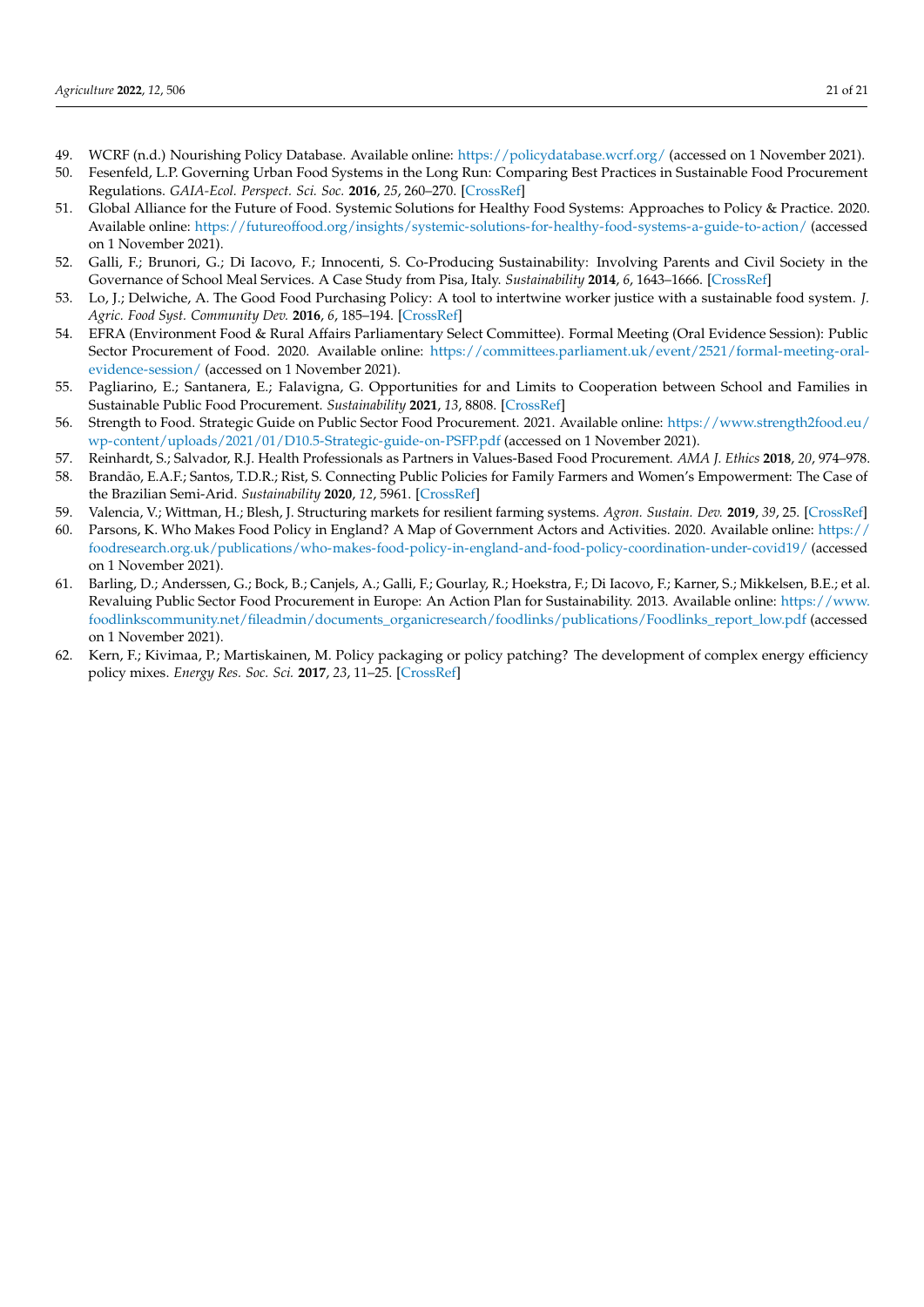49. WCRF (n.d.) Nourishing Policy Database. Available online: https://policydatabase.wcrf.org/ (accessed on 1 November 2021).
50. Fesenfeld, L.P. Governing Urban Food Systems in the Long Run: Comparing Best Practices in Sustainable Food Procurement Regulations. *GAIA-Ecol. Perspect. Sci. Soc.* **2016**, *25*, 260–270. [CrossRef]
51. Global Alliance for the Future of Food. Systemic Solutions for Healthy Food Systems: Approaches to Policy & Practice. 2020. Available online: https://futureoffood.org/insights/systemic-solutions-for-healthy-food-systems-a-guide-to-action/ (accessed on 1 November 2021).
52. Galli, F.; Brunori, G.; Di Iacovo, F.; Innocenti, S. Co-Producing Sustainability: Involving Parents and Civil Society in the Governance of School Meal Services. A Case Study from Pisa, Italy. *Sustainability* **2014**, *6*, 1643–1666. [CrossRef]
53. Lo, J.; Delwiche, A. The Good Food Purchasing Policy: A tool to intertwine worker justice with a sustainable food system. *J. Agric. Food Syst. Community Dev.* **2016**, *6*, 185–194. [CrossRef]
54. EFRA (Environment Food & Rural Affairs Parliamentary Select Committee). Formal Meeting (Oral Evidence Session): Public Sector Procurement of Food. 2020. Available online: https://committees.parliament.uk/event/2521/formal-meeting-oral-evidence-session/ (accessed on 1 November 2021).
55. Pagliarino, E.; Santanera, E.; Falavigna, G. Opportunities for and Limits to Cooperation between School and Families in Sustainable Public Food Procurement. *Sustainability* **2021**, *13*, 8808. [CrossRef]
56. Strength to Food. Strategic Guide on Public Sector Food Procurement. 2021. Available online: https://www.strength2food.eu/wp-content/uploads/2021/01/D10.5-Strategic-guide-on-PSFP.pdf (accessed on 1 November 2021).
57. Reinhardt, S.; Salvador, R.J. Health Professionals as Partners in Values-Based Food Procurement. *AMA J. Ethics* **2018**, *20*, 974–978.
58. Brandão, E.A.F.; Santos, T.D.R.; Rist, S. Connecting Public Policies for Family Farmers and Women's Empowerment: The Case of the Brazilian Semi-Arid. *Sustainability* **2020**, *12*, 5961. [CrossRef]
59. Valencia, V.; Wittman, H.; Blesh, J. Structuring markets for resilient farming systems. *Agron. Sustain. Dev.* **2019**, *39*, 25. [CrossRef]
60. Parsons, K. Who Makes Food Policy in England? A Map of Government Actors and Activities. 2020. Available online: https://foodresearch.org.uk/publications/who-makes-food-policy-in-england-and-food-policy-coordination-under-covid19/ (accessed on 1 November 2021).
61. Barling, D.; Anderssen, G.; Bock, B.; Canjels, A.; Galli, F.; Gourlay, R.; Hoekstra, F.; Di Iacovo, F.; Karner, S.; Mikkelsen, B.E.; et al. Revaluing Public Sector Food Procurement in Europe: An Action Plan for Sustainability. 2013. Available online: https://www.foodlinkscommunity.net/fileadmin/documents_organicresearch/foodlinks/publications/Foodlinks_report_low.pdf (accessed on 1 November 2021).
62. Kern, F.; Kivimaa, P.; Martiskainen, M. Policy packaging or policy patching? The development of complex energy efficiency policy mixes. *Energy Res. Soc. Sci.* **2017**, *23*, 11–25. [CrossRef]